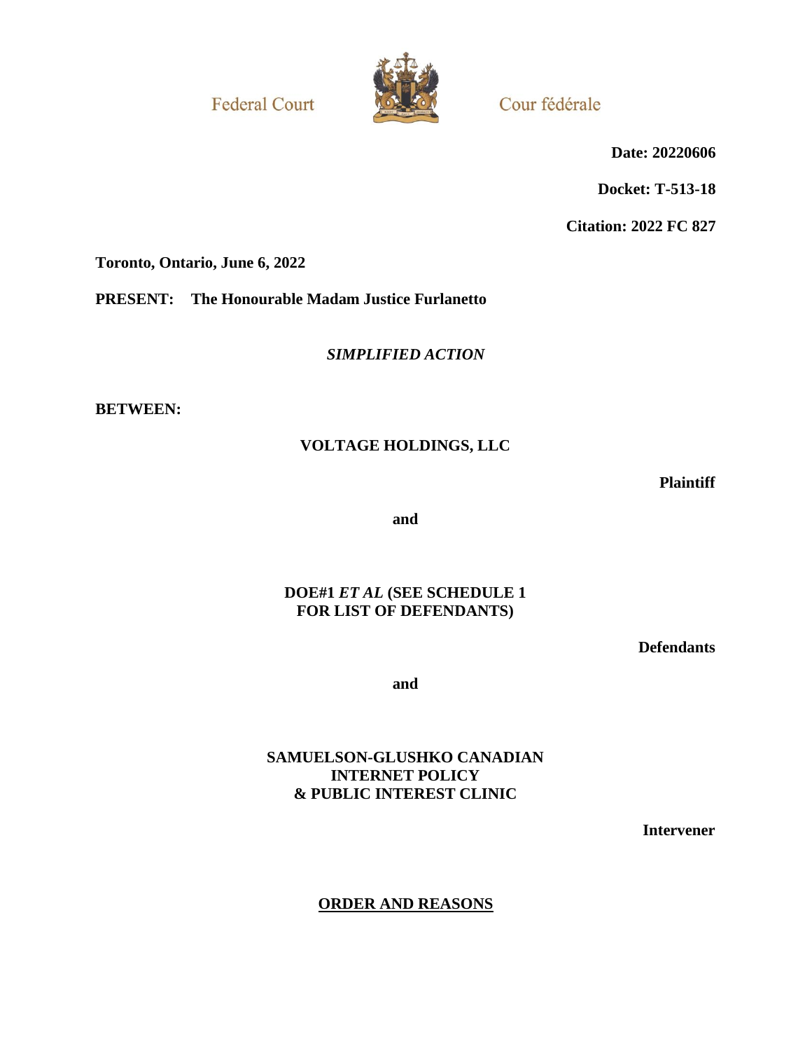Federal Court

Cour fédérale

**Date: 20220606**

**Docket: T-513-18**

**Citation: 2022 FC 827**

**Toronto, Ontario, June 6, 2022**

**PRESENT: The Honourable Madam Justice Furlanetto**

***SIMPLIFIED ACTION***

**BETWEEN:**

**VOLTAGE HOLDINGS, LLC**

**Plaintiff**

**and**

**DOE#1 *ET AL* (SEE SCHEDULE 1 FOR LIST OF DEFENDANTS)**

**Defendants**

**and**

**SAMUELSON-GLUSHKO CANADIAN INTERNET POLICY & PUBLIC INTEREST CLINIC**

**Intervener**

## ORDER AND REASONS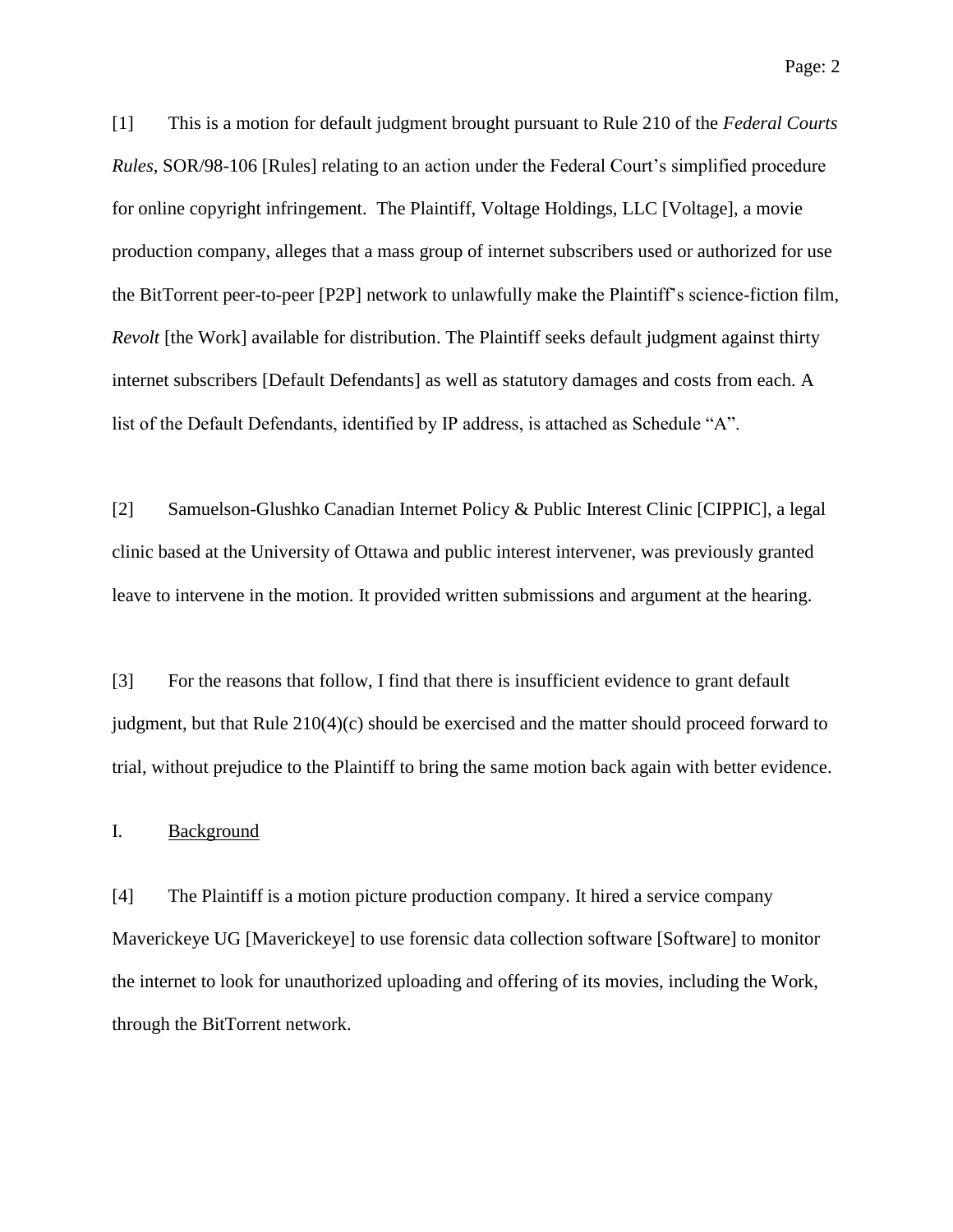[1] This is a motion for default judgment brought pursuant to Rule 210 of the *Federal Courts Rules*, SOR/98-106 [Rules] relating to an action under the Federal Court's simplified procedure for online copyright infringement. The Plaintiff, Voltage Holdings, LLC [Voltage], a movie production company, alleges that a mass group of internet subscribers used or authorized for use the BitTorrent peer-to-peer [P2P] network to unlawfully make the Plaintiff's science-fiction film, *Revolt* [the Work] available for distribution. The Plaintiff seeks default judgment against thirty internet subscribers [Default Defendants] as well as statutory damages and costs from each. A list of the Default Defendants, identified by IP address, is attached as Schedule "A".

[2] Samuelson-Glushko Canadian Internet Policy & Public Interest Clinic [CIPPIC], a legal clinic based at the University of Ottawa and public interest intervener, was previously granted leave to intervene in the motion. It provided written submissions and argument at the hearing.

[3] For the reasons that follow, I find that there is insufficient evidence to grant default judgment, but that Rule 210(4)(c) should be exercised and the matter should proceed forward to trial, without prejudice to the Plaintiff to bring the same motion back again with better evidence.

## I. Background

[4] The Plaintiff is a motion picture production company. It hired a service company Maverickeye UG [Maverickeye] to use forensic data collection software [Software] to monitor the internet to look for unauthorized uploading and offering of its movies, including the Work, through the BitTorrent network.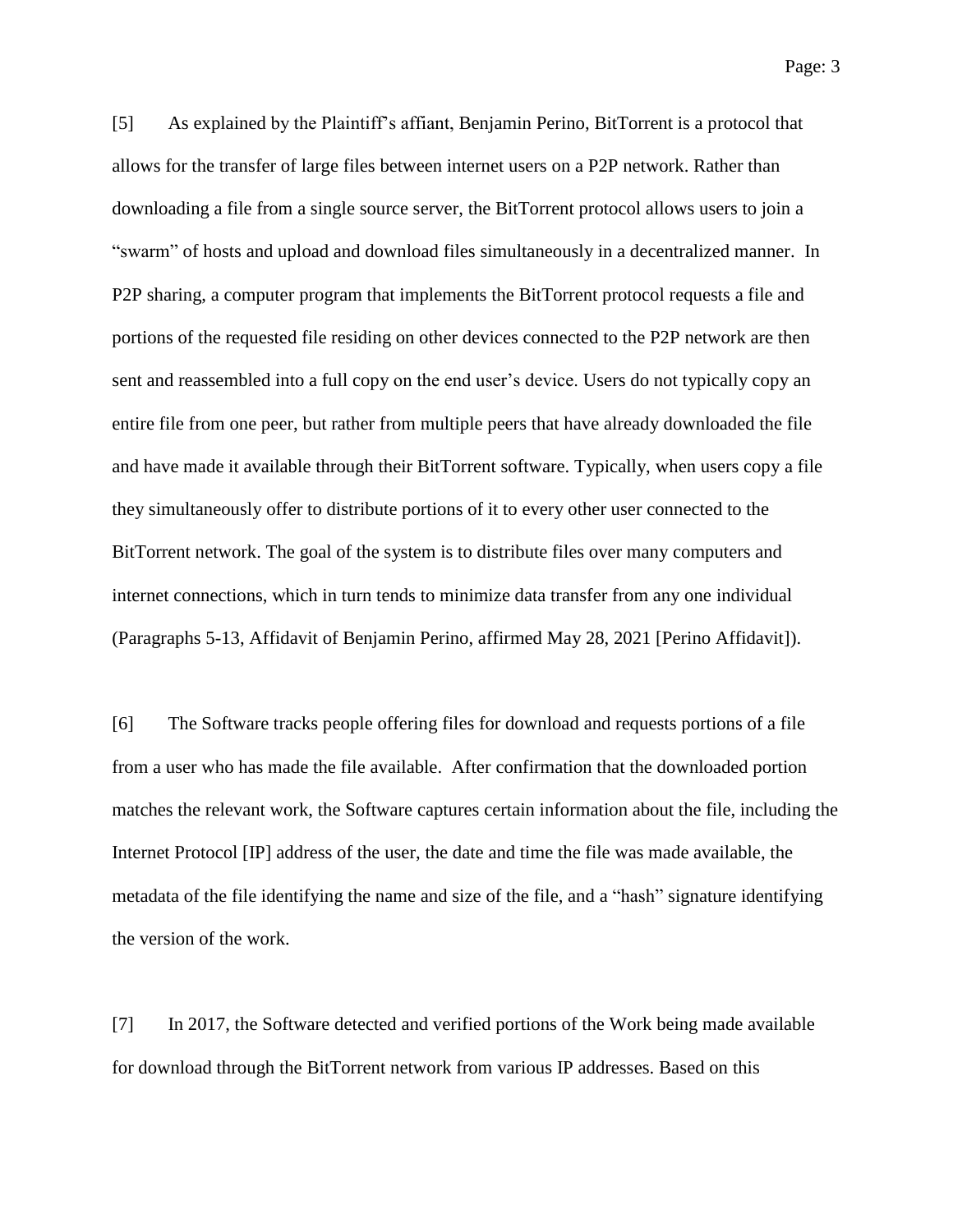[5] As explained by the Plaintiff's affiant, Benjamin Perino, BitTorrent is a protocol that allows for the transfer of large files between internet users on a P2P network. Rather than downloading a file from a single source server, the BitTorrent protocol allows users to join a "swarm" of hosts and upload and download files simultaneously in a decentralized manner. In P2P sharing, a computer program that implements the BitTorrent protocol requests a file and portions of the requested file residing on other devices connected to the P2P network are then sent and reassembled into a full copy on the end user's device. Users do not typically copy an entire file from one peer, but rather from multiple peers that have already downloaded the file and have made it available through their BitTorrent software. Typically, when users copy a file they simultaneously offer to distribute portions of it to every other user connected to the BitTorrent network. The goal of the system is to distribute files over many computers and internet connections, which in turn tends to minimize data transfer from any one individual (Paragraphs 5-13, Affidavit of Benjamin Perino, affirmed May 28, 2021 [Perino Affidavit]).

[6] The Software tracks people offering files for download and requests portions of a file from a user who has made the file available. After confirmation that the downloaded portion matches the relevant work, the Software captures certain information about the file, including the Internet Protocol [IP] address of the user, the date and time the file was made available, the metadata of the file identifying the name and size of the file, and a "hash" signature identifying the version of the work.

[7] In 2017, the Software detected and verified portions of the Work being made available for download through the BitTorrent network from various IP addresses. Based on this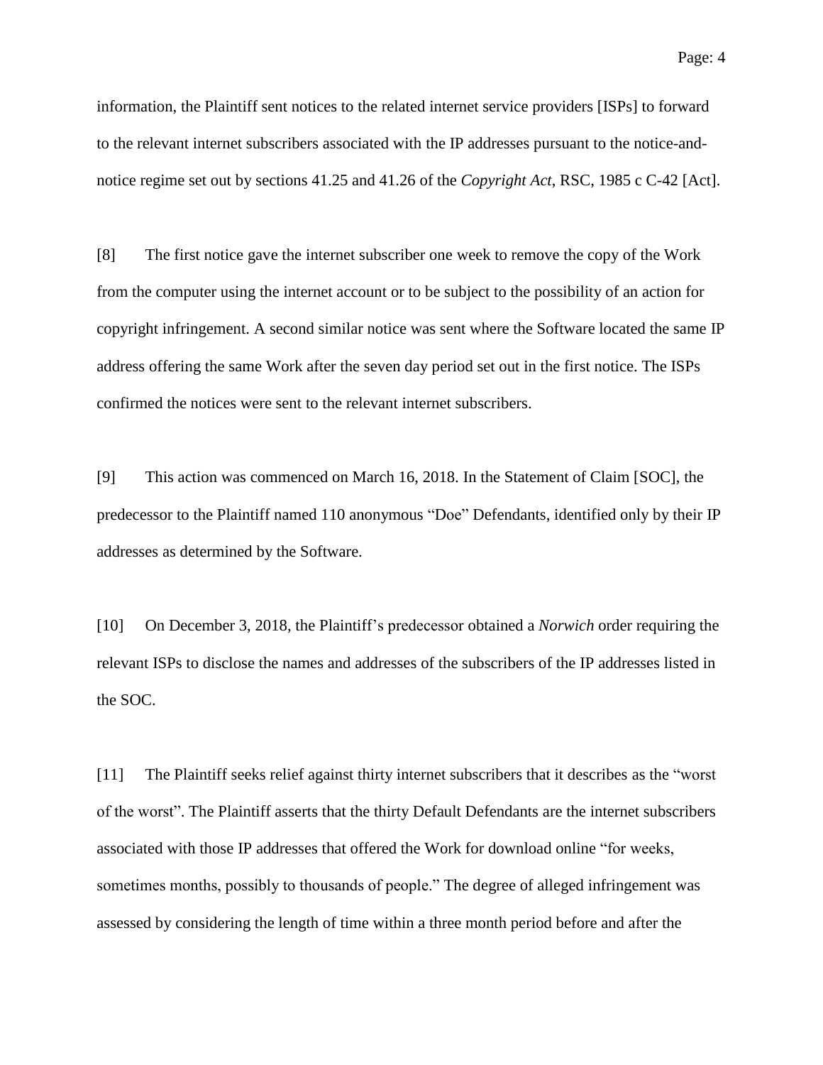information, the Plaintiff sent notices to the related internet service providers [ISPs] to forward to the relevant internet subscribers associated with the IP addresses pursuant to the notice-and-notice regime set out by sections 41.25 and 41.26 of the *Copyright Act*, RSC, 1985 c C-42 [Act].

[8] The first notice gave the internet subscriber one week to remove the copy of the Work from the computer using the internet account or to be subject to the possibility of an action for copyright infringement. A second similar notice was sent where the Software located the same IP address offering the same Work after the seven day period set out in the first notice. The ISPs confirmed the notices were sent to the relevant internet subscribers.

[9] This action was commenced on March 16, 2018. In the Statement of Claim [SOC], the predecessor to the Plaintiff named 110 anonymous "Doe" Defendants, identified only by their IP addresses as determined by the Software.

[10] On December 3, 2018, the Plaintiff's predecessor obtained a *Norwich* order requiring the relevant ISPs to disclose the names and addresses of the subscribers of the IP addresses listed in the SOC.

[11] The Plaintiff seeks relief against thirty internet subscribers that it describes as the "worst of the worst". The Plaintiff asserts that the thirty Default Defendants are the internet subscribers associated with those IP addresses that offered the Work for download online "for weeks, sometimes months, possibly to thousands of people." The degree of alleged infringement was assessed by considering the length of time within a three month period before and after the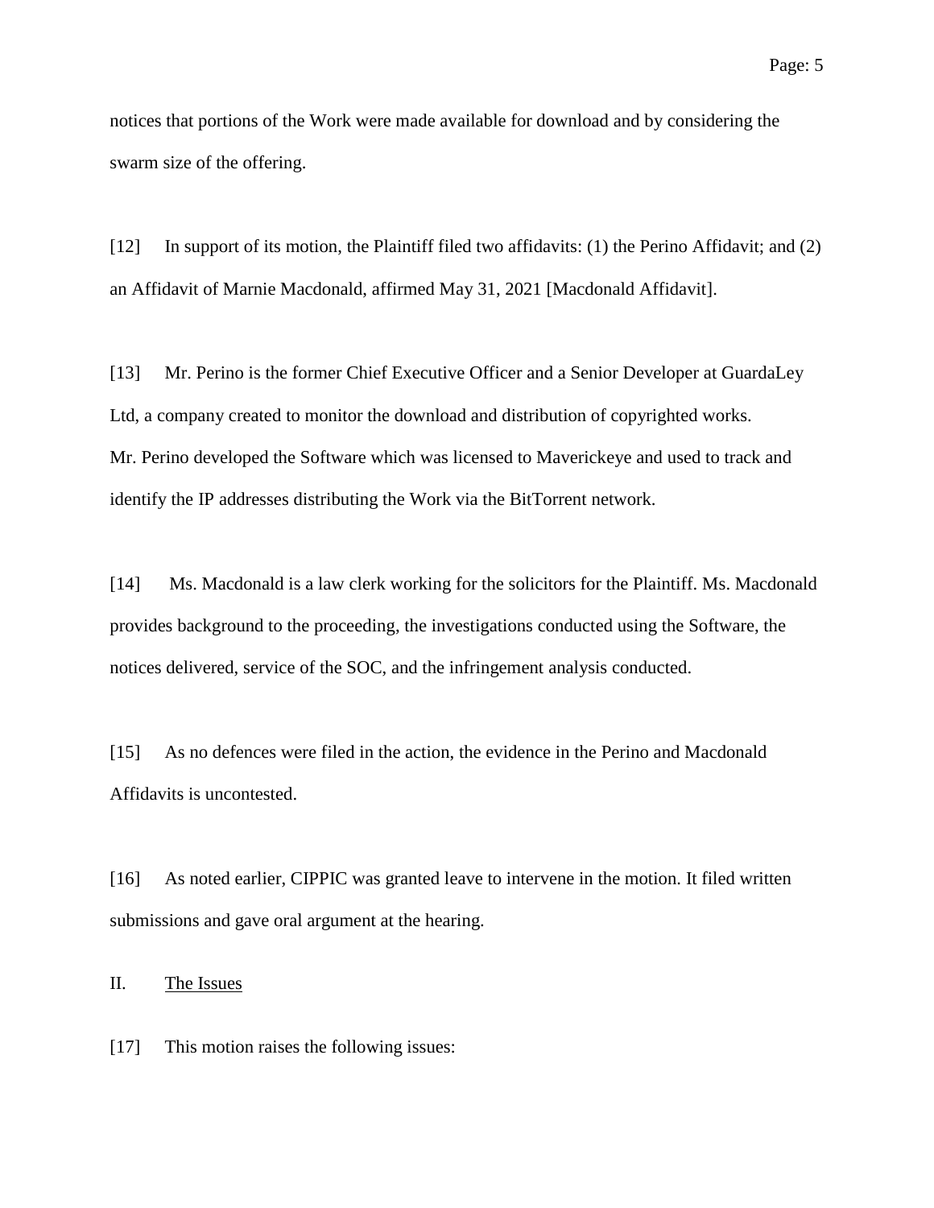notices that portions of the Work were made available for download and by considering the swarm size of the offering.

[12] In support of its motion, the Plaintiff filed two affidavits: (1) the Perino Affidavit; and (2) an Affidavit of Marnie Macdonald, affirmed May 31, 2021 [Macdonald Affidavit].

[13] Mr. Perino is the former Chief Executive Officer and a Senior Developer at GuardaLey Ltd, a company created to monitor the download and distribution of copyrighted works. Mr. Perino developed the Software which was licensed to Maverickeye and used to track and identify the IP addresses distributing the Work via the BitTorrent network.

[14] Ms. Macdonald is a law clerk working for the solicitors for the Plaintiff. Ms. Macdonald provides background to the proceeding, the investigations conducted using the Software, the notices delivered, service of the SOC, and the infringement analysis conducted.

[15] As no defences were filed in the action, the evidence in the Perino and Macdonald Affidavits is uncontested.

[16] As noted earlier, CIPPIC was granted leave to intervene in the motion. It filed written submissions and gave oral argument at the hearing.

## II. The Issues

[17] This motion raises the following issues: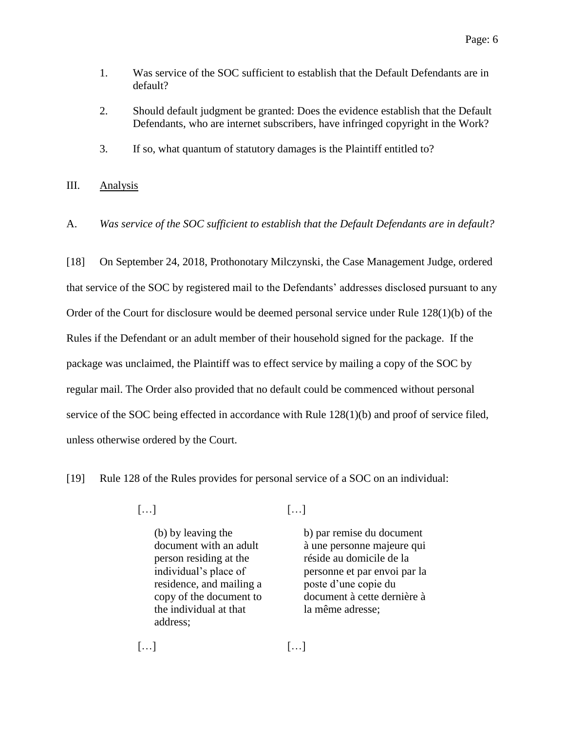1. Was service of the SOC sufficient to establish that the Default Defendants are in default?

2. Should default judgment be granted: Does the evidence establish that the Default Defendants, who are internet subscribers, have infringed copyright in the Work?

3. If so, what quantum of statutory damages is the Plaintiff entitled to?

## III. Analysis

### A. *Was service of the SOC sufficient to establish that the Default Defendants are in default?*

[18] On September 24, 2018, Prothonotary Milczynski, the Case Management Judge, ordered that service of the SOC by registered mail to the Defendants' addresses disclosed pursuant to any Order of the Court for disclosure would be deemed personal service under Rule 128(1)(b) of the Rules if the Defendant or an adult member of their household signed for the package. If the package was unclaimed, the Plaintiff was to effect service by mailing a copy of the SOC by regular mail. The Order also provided that no default could be commenced without personal service of the SOC being effected in accordance with Rule 128(1)(b) and proof of service filed, unless otherwise ordered by the Court.

[19] Rule 128 of the Rules provides for personal service of a SOC on an individual:

| | |
|---|---|
| […] | […] |
| (b) by leaving the document with an adult person residing at the individual's place of residence, and mailing a copy of the document to the individual at that address; | b) par remise du document à une personne majeure qui réside au domicile de la personne et par envoi par la poste d'une copie du document à cette dernière à la même adresse; |
| […] | […] |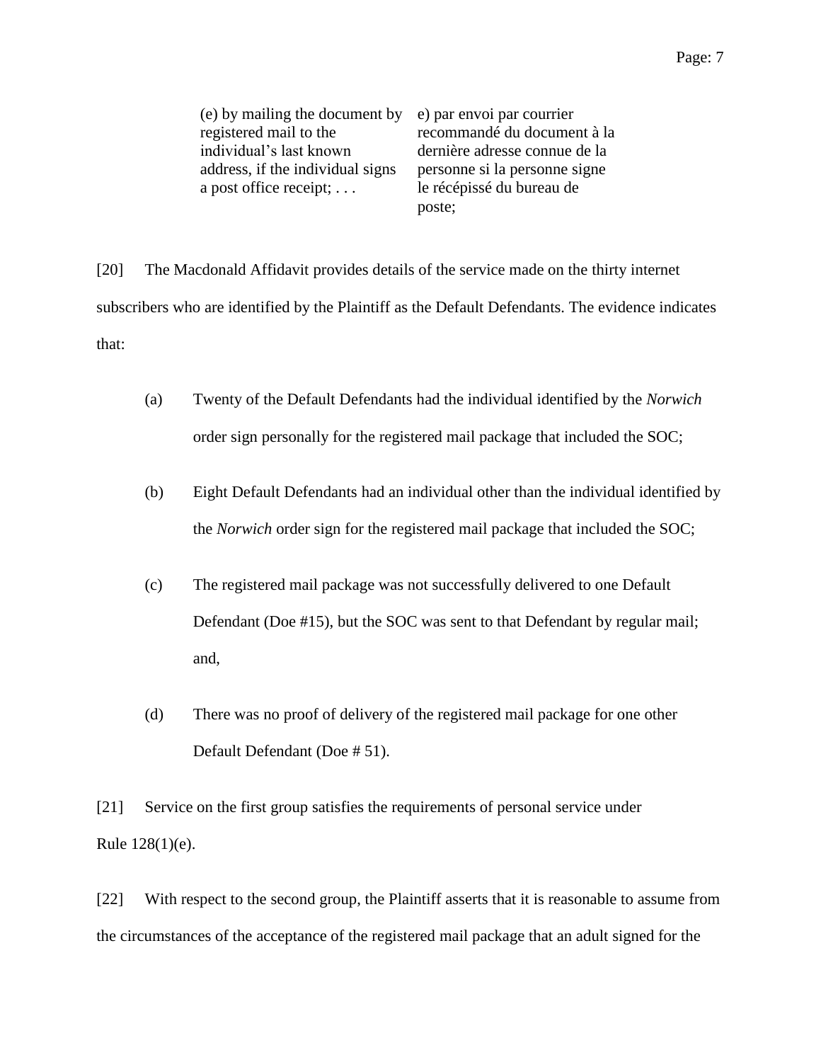| | |
|---|---|
| (e) by mailing the document by registered mail to the individual's last known address, if the individual signs a post office receipt; . . . | e) par envoi par courrier recommandé du document à la dernière adresse connue de la personne si la personne signe le récépissé du bureau de poste; |

[20] The Macdonald Affidavit provides details of the service made on the thirty internet subscribers who are identified by the Plaintiff as the Default Defendants. The evidence indicates that:

(a) Twenty of the Default Defendants had the individual identified by the *Norwich* order sign personally for the registered mail package that included the SOC;

(b) Eight Default Defendants had an individual other than the individual identified by the *Norwich* order sign for the registered mail package that included the SOC;

(c) The registered mail package was not successfully delivered to one Default Defendant (Doe #15), but the SOC was sent to that Defendant by regular mail; and,

(d) There was no proof of delivery of the registered mail package for one other Default Defendant (Doe # 51).

[21] Service on the first group satisfies the requirements of personal service under Rule 128(1)(e).

[22] With respect to the second group, the Plaintiff asserts that it is reasonable to assume from the circumstances of the acceptance of the registered mail package that an adult signed for the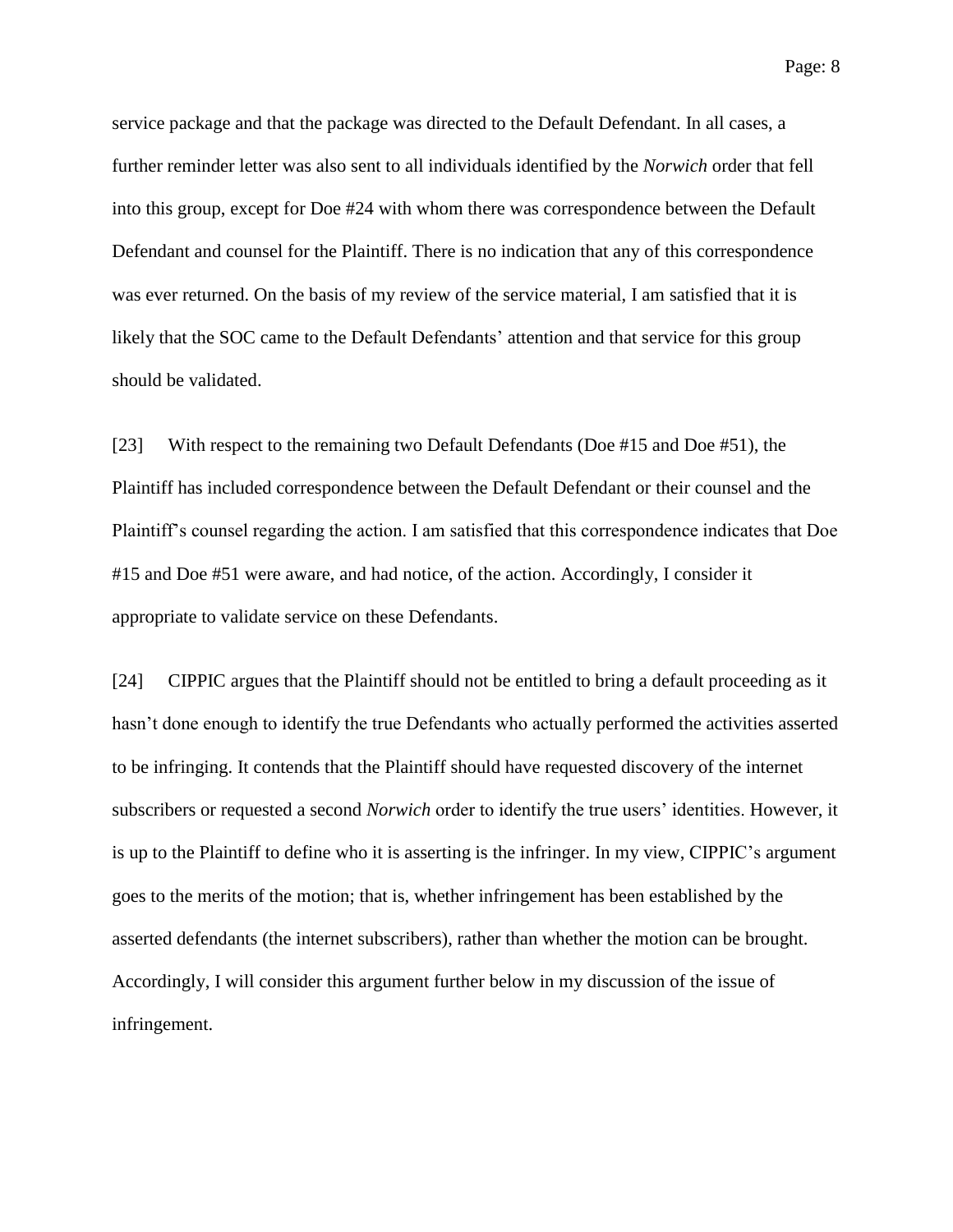service package and that the package was directed to the Default Defendant. In all cases, a further reminder letter was also sent to all individuals identified by the *Norwich* order that fell into this group, except for Doe #24 with whom there was correspondence between the Default Defendant and counsel for the Plaintiff. There is no indication that any of this correspondence was ever returned. On the basis of my review of the service material, I am satisfied that it is likely that the SOC came to the Default Defendants' attention and that service for this group should be validated.

[23] With respect to the remaining two Default Defendants (Doe #15 and Doe #51), the Plaintiff has included correspondence between the Default Defendant or their counsel and the Plaintiff's counsel regarding the action. I am satisfied that this correspondence indicates that Doe #15 and Doe #51 were aware, and had notice, of the action. Accordingly, I consider it appropriate to validate service on these Defendants.

[24] CIPPIC argues that the Plaintiff should not be entitled to bring a default proceeding as it hasn't done enough to identify the true Defendants who actually performed the activities asserted to be infringing. It contends that the Plaintiff should have requested discovery of the internet subscribers or requested a second *Norwich* order to identify the true users' identities. However, it is up to the Plaintiff to define who it is asserting is the infringer. In my view, CIPPIC's argument goes to the merits of the motion; that is, whether infringement has been established by the asserted defendants (the internet subscribers), rather than whether the motion can be brought. Accordingly, I will consider this argument further below in my discussion of the issue of infringement.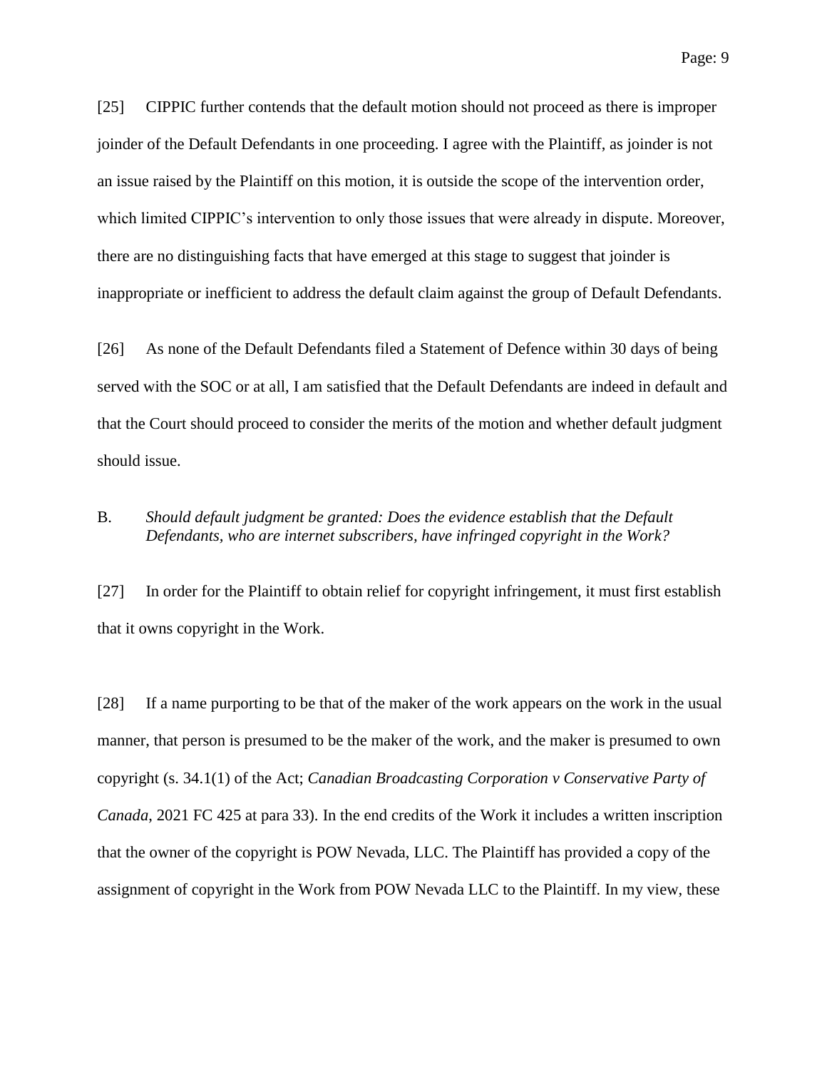[25] CIPPIC further contends that the default motion should not proceed as there is improper joinder of the Default Defendants in one proceeding. I agree with the Plaintiff, as joinder is not an issue raised by the Plaintiff on this motion, it is outside the scope of the intervention order, which limited CIPPIC's intervention to only those issues that were already in dispute. Moreover, there are no distinguishing facts that have emerged at this stage to suggest that joinder is inappropriate or inefficient to address the default claim against the group of Default Defendants.

[26] As none of the Default Defendants filed a Statement of Defence within 30 days of being served with the SOC or at all, I am satisfied that the Default Defendants are indeed in default and that the Court should proceed to consider the merits of the motion and whether default judgment should issue.

B. *Should default judgment be granted: Does the evidence establish that the Default Defendants, who are internet subscribers, have infringed copyright in the Work?*

[27] In order for the Plaintiff to obtain relief for copyright infringement, it must first establish that it owns copyright in the Work.

[28] If a name purporting to be that of the maker of the work appears on the work in the usual manner, that person is presumed to be the maker of the work, and the maker is presumed to own copyright (s. 34.1(1) of the Act; *Canadian Broadcasting Corporation v Conservative Party of Canada*, 2021 FC 425 at para 33). In the end credits of the Work it includes a written inscription that the owner of the copyright is POW Nevada, LLC. The Plaintiff has provided a copy of the assignment of copyright in the Work from POW Nevada LLC to the Plaintiff. In my view, these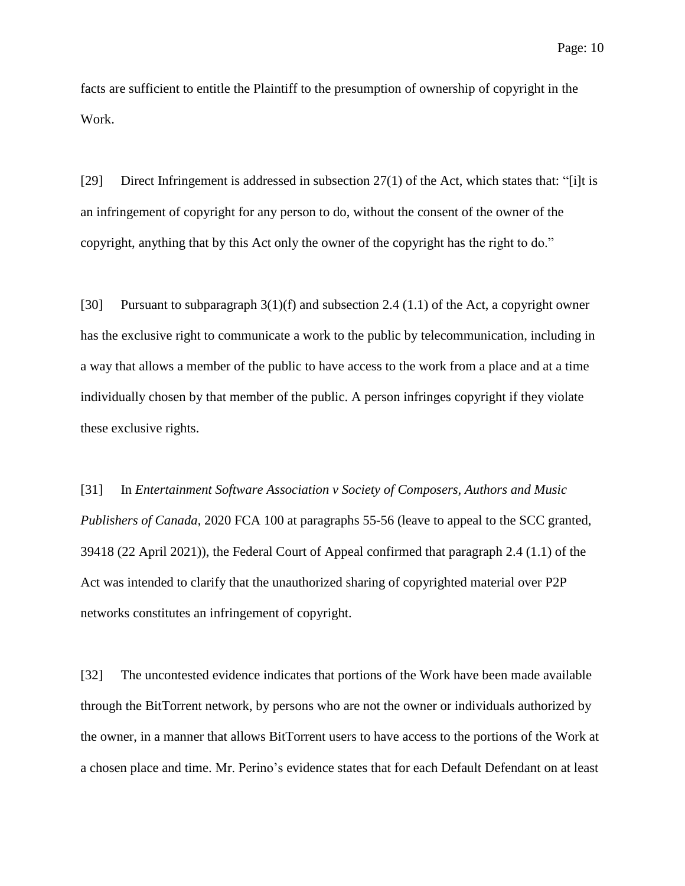facts are sufficient to entitle the Plaintiff to the presumption of ownership of copyright in the Work.

[29] Direct Infringement is addressed in subsection 27(1) of the Act, which states that: "[i]t is an infringement of copyright for any person to do, without the consent of the owner of the copyright, anything that by this Act only the owner of the copyright has the right to do."

[30] Pursuant to subparagraph 3(1)(f) and subsection 2.4 (1.1) of the Act, a copyright owner has the exclusive right to communicate a work to the public by telecommunication, including in a way that allows a member of the public to have access to the work from a place and at a time individually chosen by that member of the public. A person infringes copyright if they violate these exclusive rights.

[31] In *Entertainment Software Association v Society of Composers, Authors and Music Publishers of Canada*, 2020 FCA 100 at paragraphs 55-56 (leave to appeal to the SCC granted, 39418 (22 April 2021)), the Federal Court of Appeal confirmed that paragraph 2.4 (1.1) of the Act was intended to clarify that the unauthorized sharing of copyrighted material over P2P networks constitutes an infringement of copyright.

[32] The uncontested evidence indicates that portions of the Work have been made available through the BitTorrent network, by persons who are not the owner or individuals authorized by the owner, in a manner that allows BitTorrent users to have access to the portions of the Work at a chosen place and time. Mr. Perino's evidence states that for each Default Defendant on at least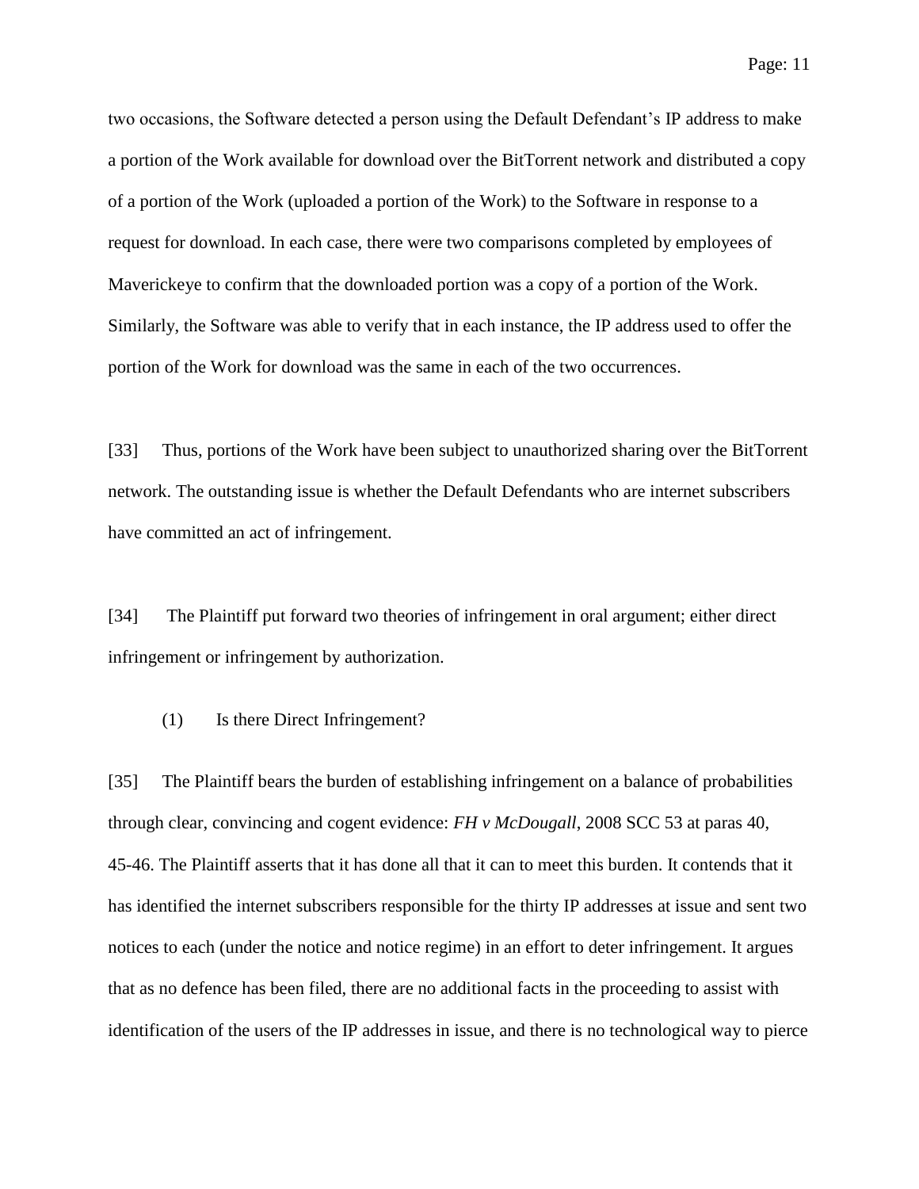two occasions, the Software detected a person using the Default Defendant's IP address to make a portion of the Work available for download over the BitTorrent network and distributed a copy of a portion of the Work (uploaded a portion of the Work) to the Software in response to a request for download. In each case, there were two comparisons completed by employees of Maverickeye to confirm that the downloaded portion was a copy of a portion of the Work. Similarly, the Software was able to verify that in each instance, the IP address used to offer the portion of the Work for download was the same in each of the two occurrences.

[33] Thus, portions of the Work have been subject to unauthorized sharing over the BitTorrent network. The outstanding issue is whether the Default Defendants who are internet subscribers have committed an act of infringement.

[34] The Plaintiff put forward two theories of infringement in oral argument; either direct infringement or infringement by authorization.

(1) Is there Direct Infringement?

[35] The Plaintiff bears the burden of establishing infringement on a balance of probabilities through clear, convincing and cogent evidence: *FH v McDougall*, 2008 SCC 53 at paras 40, 45-46. The Plaintiff asserts that it has done all that it can to meet this burden. It contends that it has identified the internet subscribers responsible for the thirty IP addresses at issue and sent two notices to each (under the notice and notice regime) in an effort to deter infringement. It argues that as no defence has been filed, there are no additional facts in the proceeding to assist with identification of the users of the IP addresses in issue, and there is no technological way to pierce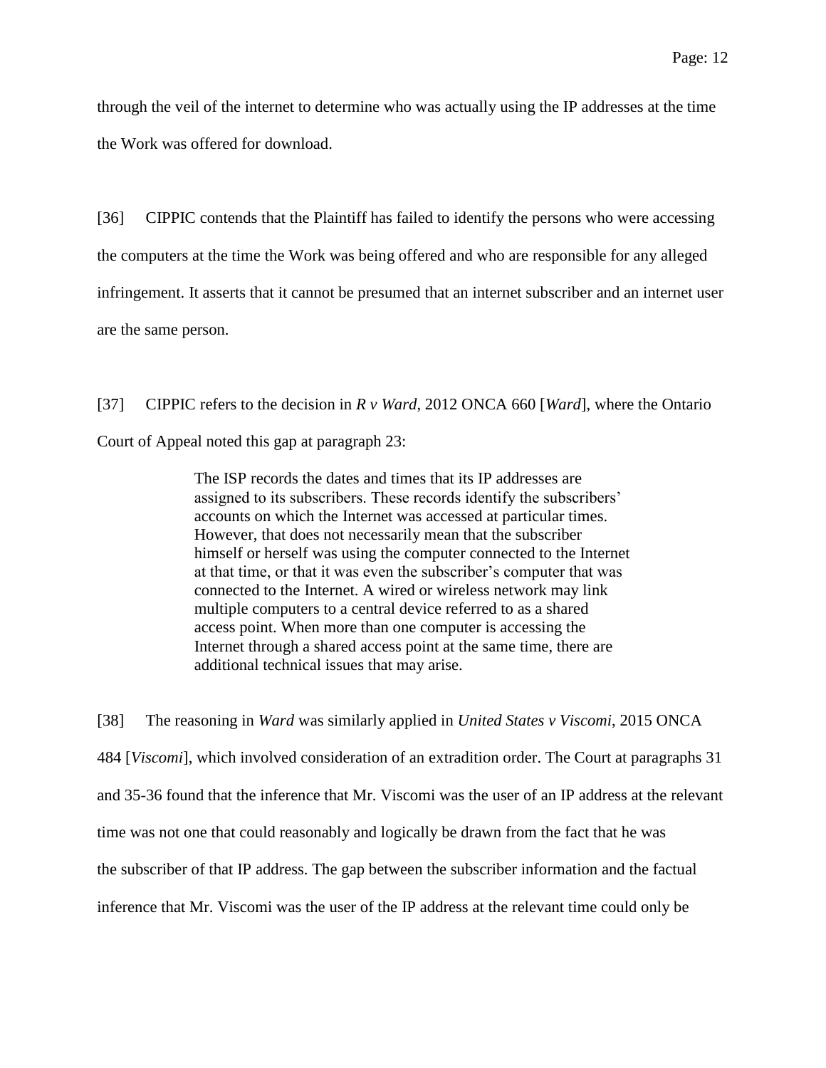through the veil of the internet to determine who was actually using the IP addresses at the time the Work was offered for download.

[36] CIPPIC contends that the Plaintiff has failed to identify the persons who were accessing the computers at the time the Work was being offered and who are responsible for any alleged infringement. It asserts that it cannot be presumed that an internet subscriber and an internet user are the same person.

[37] CIPPIC refers to the decision in *R v Ward*, 2012 ONCA 660 [*Ward*], where the Ontario Court of Appeal noted this gap at paragraph 23:

> The ISP records the dates and times that its IP addresses are assigned to its subscribers. These records identify the subscribers' accounts on which the Internet was accessed at particular times. However, that does not necessarily mean that the subscriber himself or herself was using the computer connected to the Internet at that time, or that it was even the subscriber's computer that was connected to the Internet. A wired or wireless network may link multiple computers to a central device referred to as a shared access point. When more than one computer is accessing the Internet through a shared access point at the same time, there are additional technical issues that may arise.

[38] The reasoning in *Ward* was similarly applied in *United States v Viscomi*, 2015 ONCA 484 [*Viscomi*], which involved consideration of an extradition order. The Court at paragraphs 31 and 35-36 found that the inference that Mr. Viscomi was the user of an IP address at the relevant time was not one that could reasonably and logically be drawn from the fact that he was the subscriber of that IP address. The gap between the subscriber information and the factual inference that Mr. Viscomi was the user of the IP address at the relevant time could only be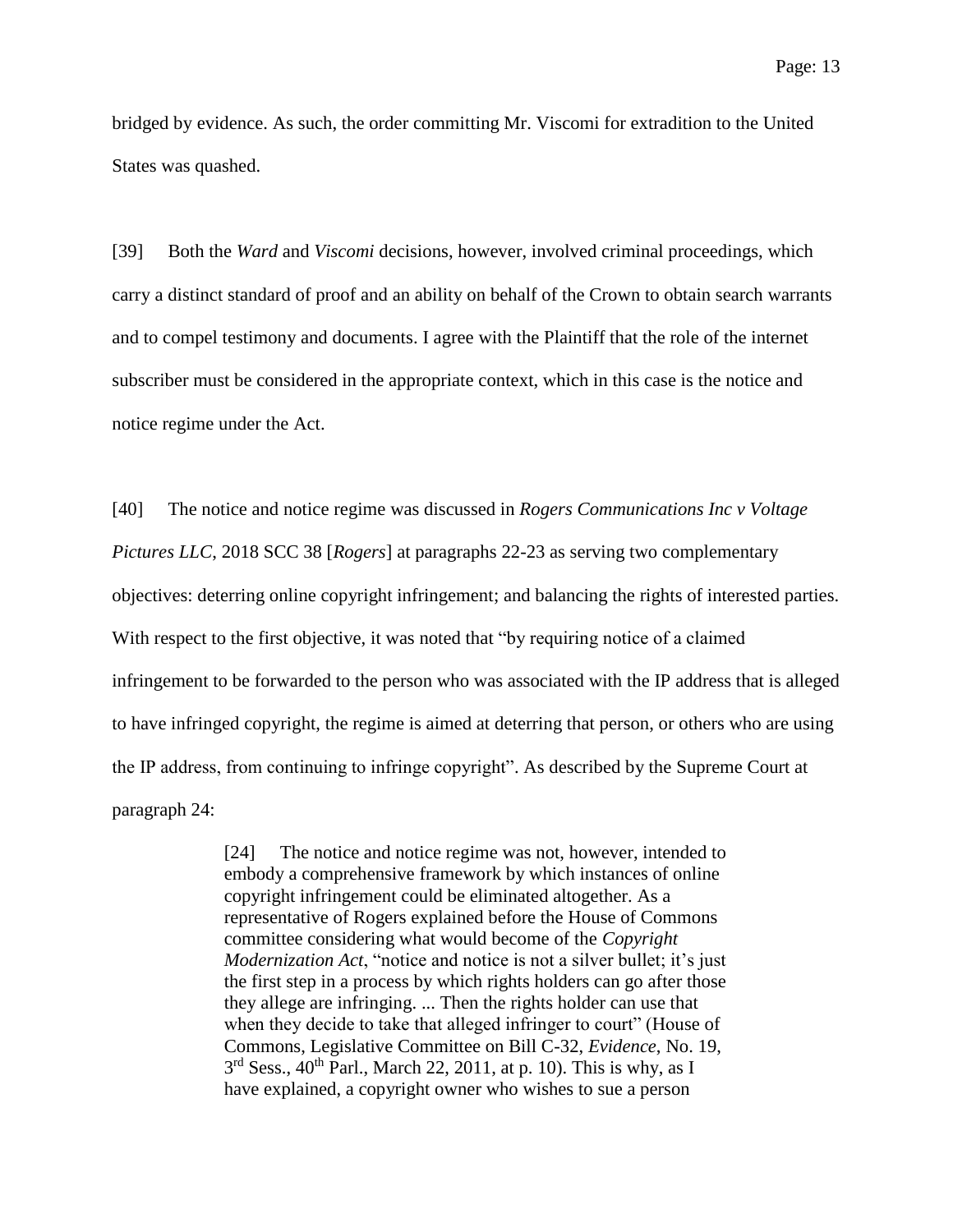bridged by evidence. As such, the order committing Mr. Viscomi for extradition to the United States was quashed.

[39] Both the *Ward* and *Viscomi* decisions, however, involved criminal proceedings, which carry a distinct standard of proof and an ability on behalf of the Crown to obtain search warrants and to compel testimony and documents. I agree with the Plaintiff that the role of the internet subscriber must be considered in the appropriate context, which in this case is the notice and notice regime under the Act.

[40] The notice and notice regime was discussed in *Rogers Communications Inc v Voltage Pictures LLC*, 2018 SCC 38 [*Rogers*] at paragraphs 22-23 as serving two complementary objectives: deterring online copyright infringement; and balancing the rights of interested parties. With respect to the first objective, it was noted that "by requiring notice of a claimed infringement to be forwarded to the person who was associated with the IP address that is alleged to have infringed copyright, the regime is aimed at deterring that person, or others who are using the IP address, from continuing to infringe copyright". As described by the Supreme Court at paragraph 24:

> [24] The notice and notice regime was not, however, intended to embody a comprehensive framework by which instances of online copyright infringement could be eliminated altogether. As a representative of Rogers explained before the House of Commons committee considering what would become of the *Copyright Modernization Act*, "notice and notice is not a silver bullet; it's just the first step in a process by which rights holders can go after those they allege are infringing. ... Then the rights holder can use that when they decide to take that alleged infringer to court" (House of Commons, Legislative Committee on Bill C-32, *Evidence*, No. 19, 3rd Sess., 40th Parl., March 22, 2011, at p. 10). This is why, as I have explained, a copyright owner who wishes to sue a person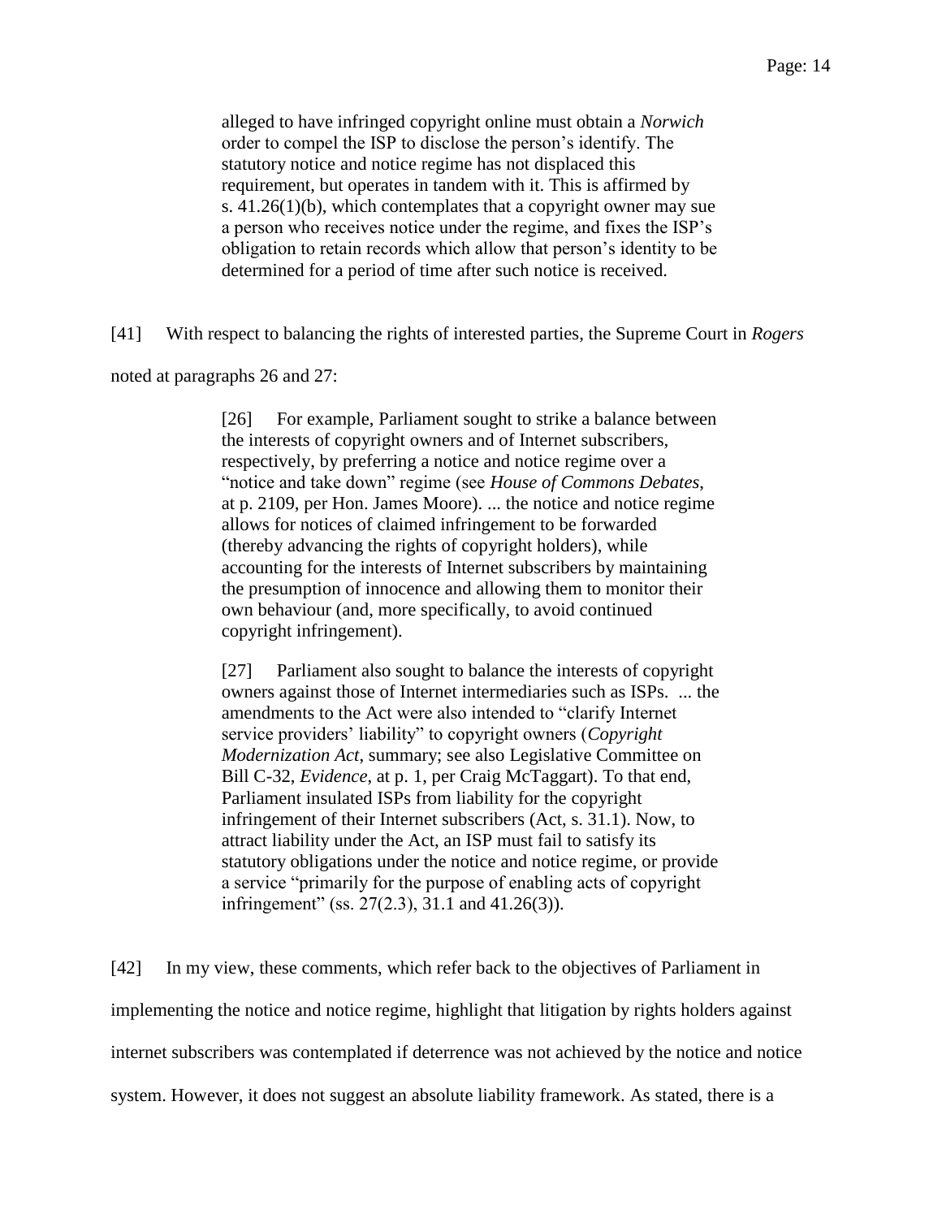> alleged to have infringed copyright online must obtain a *Norwich* order to compel the ISP to disclose the person's identify. The statutory notice and notice regime has not displaced this requirement, but operates in tandem with it. This is affirmed by s. 41.26(1)(b), which contemplates that a copyright owner may sue a person who receives notice under the regime, and fixes the ISP's obligation to retain records which allow that person's identity to be determined for a period of time after such notice is received.

[41] With respect to balancing the rights of interested parties, the Supreme Court in *Rogers* noted at paragraphs 26 and 27:

> [26] For example, Parliament sought to strike a balance between the interests of copyright owners and of Internet subscribers, respectively, by preferring a notice and notice regime over a "notice and take down" regime (see *House of Commons Debates*, at p. 2109, per Hon. James Moore). ... the notice and notice regime allows for notices of claimed infringement to be forwarded (thereby advancing the rights of copyright holders), while accounting for the interests of Internet subscribers by maintaining the presumption of innocence and allowing them to monitor their own behaviour (and, more specifically, to avoid continued copyright infringement).
>
> [27] Parliament also sought to balance the interests of copyright owners against those of Internet intermediaries such as ISPs. ... the amendments to the Act were also intended to "clarify Internet service providers' liability" to copyright owners (*Copyright Modernization Act*, summary; see also Legislative Committee on Bill C-32, *Evidence*, at p. 1, per Craig McTaggart). To that end, Parliament insulated ISPs from liability for the copyright infringement of their Internet subscribers (Act, s. 31.1). Now, to attract liability under the Act, an ISP must fail to satisfy its statutory obligations under the notice and notice regime, or provide a service "primarily for the purpose of enabling acts of copyright infringement" (ss. 27(2.3), 31.1 and 41.26(3)).

[42] In my view, these comments, which refer back to the objectives of Parliament in implementing the notice and notice regime, highlight that litigation by rights holders against internet subscribers was contemplated if deterrence was not achieved by the notice and notice system. However, it does not suggest an absolute liability framework. As stated, there is a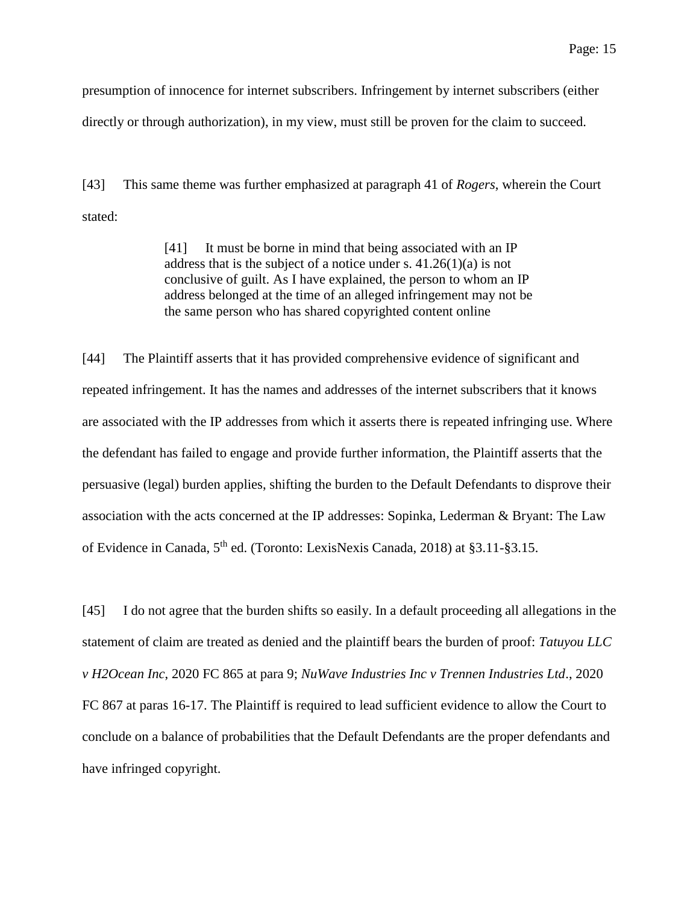presumption of innocence for internet subscribers. Infringement by internet subscribers (either directly or through authorization), in my view, must still be proven for the claim to succeed.

[43] This same theme was further emphasized at paragraph 41 of *Rogers*, wherein the Court stated:

> [41] It must be borne in mind that being associated with an IP address that is the subject of a notice under s. 41.26(1)(a) is not conclusive of guilt. As I have explained, the person to whom an IP address belonged at the time of an alleged infringement may not be the same person who has shared copyrighted content online

[44] The Plaintiff asserts that it has provided comprehensive evidence of significant and repeated infringement. It has the names and addresses of the internet subscribers that it knows are associated with the IP addresses from which it asserts there is repeated infringing use. Where the defendant has failed to engage and provide further information, the Plaintiff asserts that the persuasive (legal) burden applies, shifting the burden to the Default Defendants to disprove their association with the acts concerned at the IP addresses: Sopinka, Lederman & Bryant: The Law of Evidence in Canada, 5th ed. (Toronto: LexisNexis Canada, 2018) at §3.11-§3.15.

[45] I do not agree that the burden shifts so easily. In a default proceeding all allegations in the statement of claim are treated as denied and the plaintiff bears the burden of proof: *Tatuyou LLC v H2Ocean Inc*, 2020 FC 865 at para 9; *NuWave Industries Inc v Trennen Industries Ltd*., 2020 FC 867 at paras 16-17. The Plaintiff is required to lead sufficient evidence to allow the Court to conclude on a balance of probabilities that the Default Defendants are the proper defendants and have infringed copyright.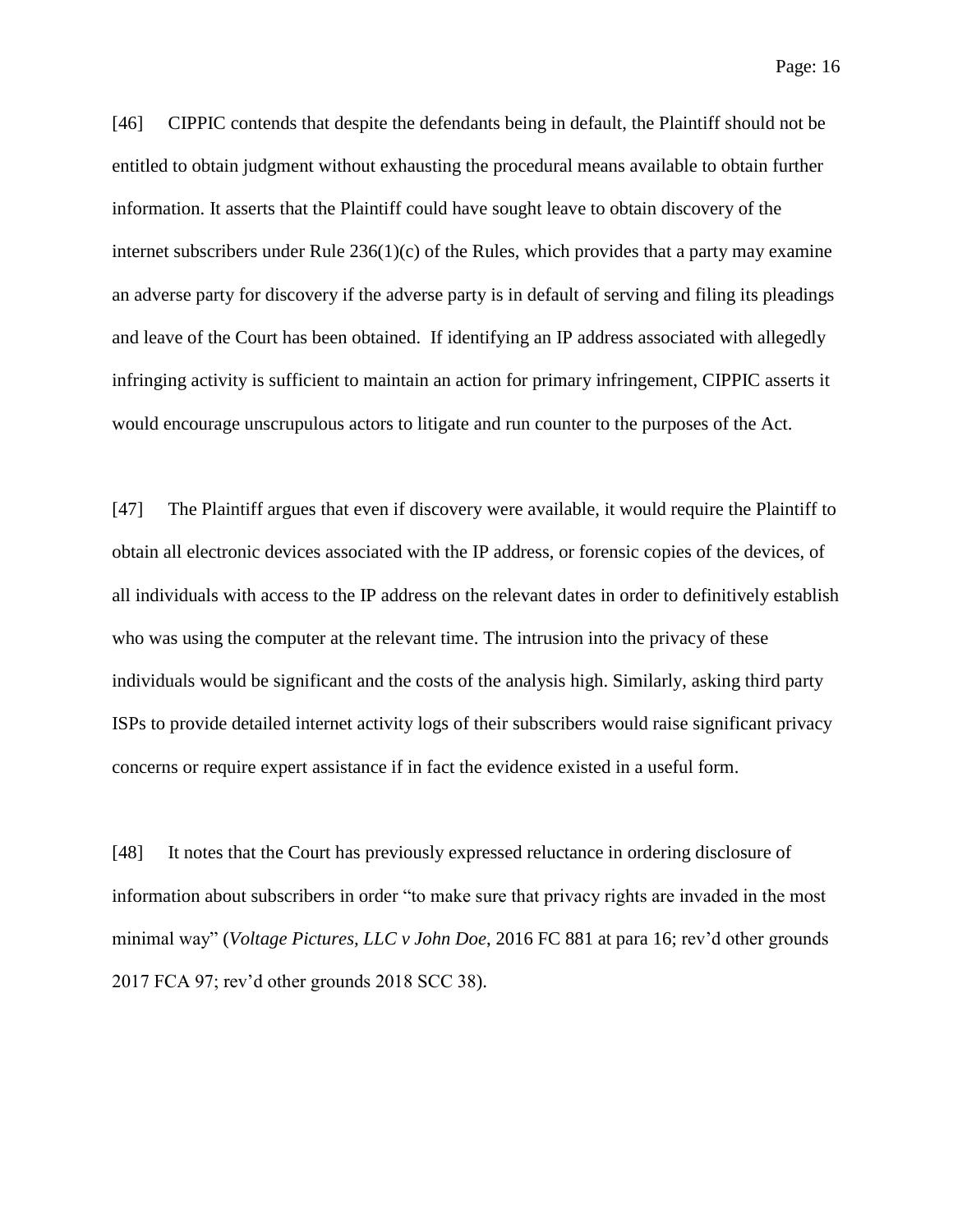[46] CIPPIC contends that despite the defendants being in default, the Plaintiff should not be entitled to obtain judgment without exhausting the procedural means available to obtain further information. It asserts that the Plaintiff could have sought leave to obtain discovery of the internet subscribers under Rule 236(1)(c) of the Rules, which provides that a party may examine an adverse party for discovery if the adverse party is in default of serving and filing its pleadings and leave of the Court has been obtained. If identifying an IP address associated with allegedly infringing activity is sufficient to maintain an action for primary infringement, CIPPIC asserts it would encourage unscrupulous actors to litigate and run counter to the purposes of the Act.

[47] The Plaintiff argues that even if discovery were available, it would require the Plaintiff to obtain all electronic devices associated with the IP address, or forensic copies of the devices, of all individuals with access to the IP address on the relevant dates in order to definitively establish who was using the computer at the relevant time. The intrusion into the privacy of these individuals would be significant and the costs of the analysis high. Similarly, asking third party ISPs to provide detailed internet activity logs of their subscribers would raise significant privacy concerns or require expert assistance if in fact the evidence existed in a useful form.

[48] It notes that the Court has previously expressed reluctance in ordering disclosure of information about subscribers in order "to make sure that privacy rights are invaded in the most minimal way" (*Voltage Pictures, LLC v John Doe*, 2016 FC 881 at para 16; rev'd other grounds 2017 FCA 97; rev'd other grounds 2018 SCC 38).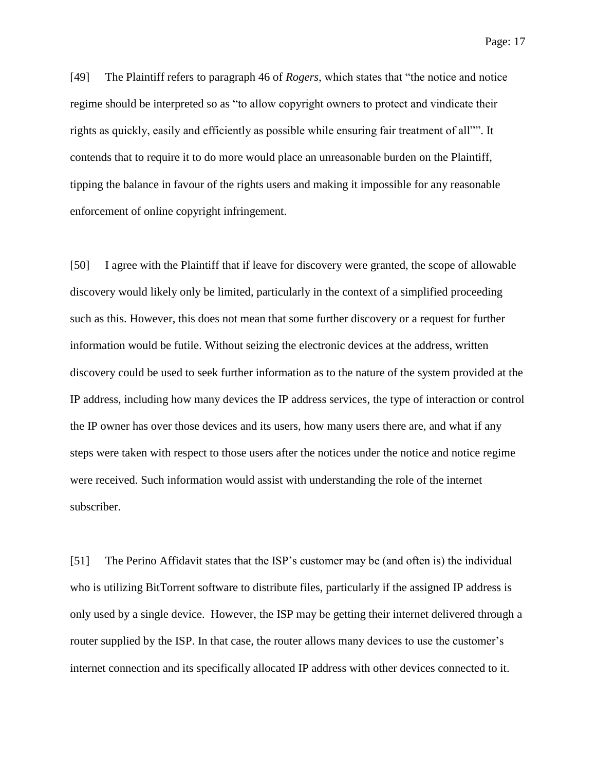[49] The Plaintiff refers to paragraph 46 of *Rogers*, which states that "the notice and notice regime should be interpreted so as "to allow copyright owners to protect and vindicate their rights as quickly, easily and efficiently as possible while ensuring fair treatment of all"". It contends that to require it to do more would place an unreasonable burden on the Plaintiff, tipping the balance in favour of the rights users and making it impossible for any reasonable enforcement of online copyright infringement.

[50] I agree with the Plaintiff that if leave for discovery were granted, the scope of allowable discovery would likely only be limited, particularly in the context of a simplified proceeding such as this. However, this does not mean that some further discovery or a request for further information would be futile. Without seizing the electronic devices at the address, written discovery could be used to seek further information as to the nature of the system provided at the IP address, including how many devices the IP address services, the type of interaction or control the IP owner has over those devices and its users, how many users there are, and what if any steps were taken with respect to those users after the notices under the notice and notice regime were received. Such information would assist with understanding the role of the internet subscriber.

[51] The Perino Affidavit states that the ISP's customer may be (and often is) the individual who is utilizing BitTorrent software to distribute files, particularly if the assigned IP address is only used by a single device. However, the ISP may be getting their internet delivered through a router supplied by the ISP. In that case, the router allows many devices to use the customer's internet connection and its specifically allocated IP address with other devices connected to it.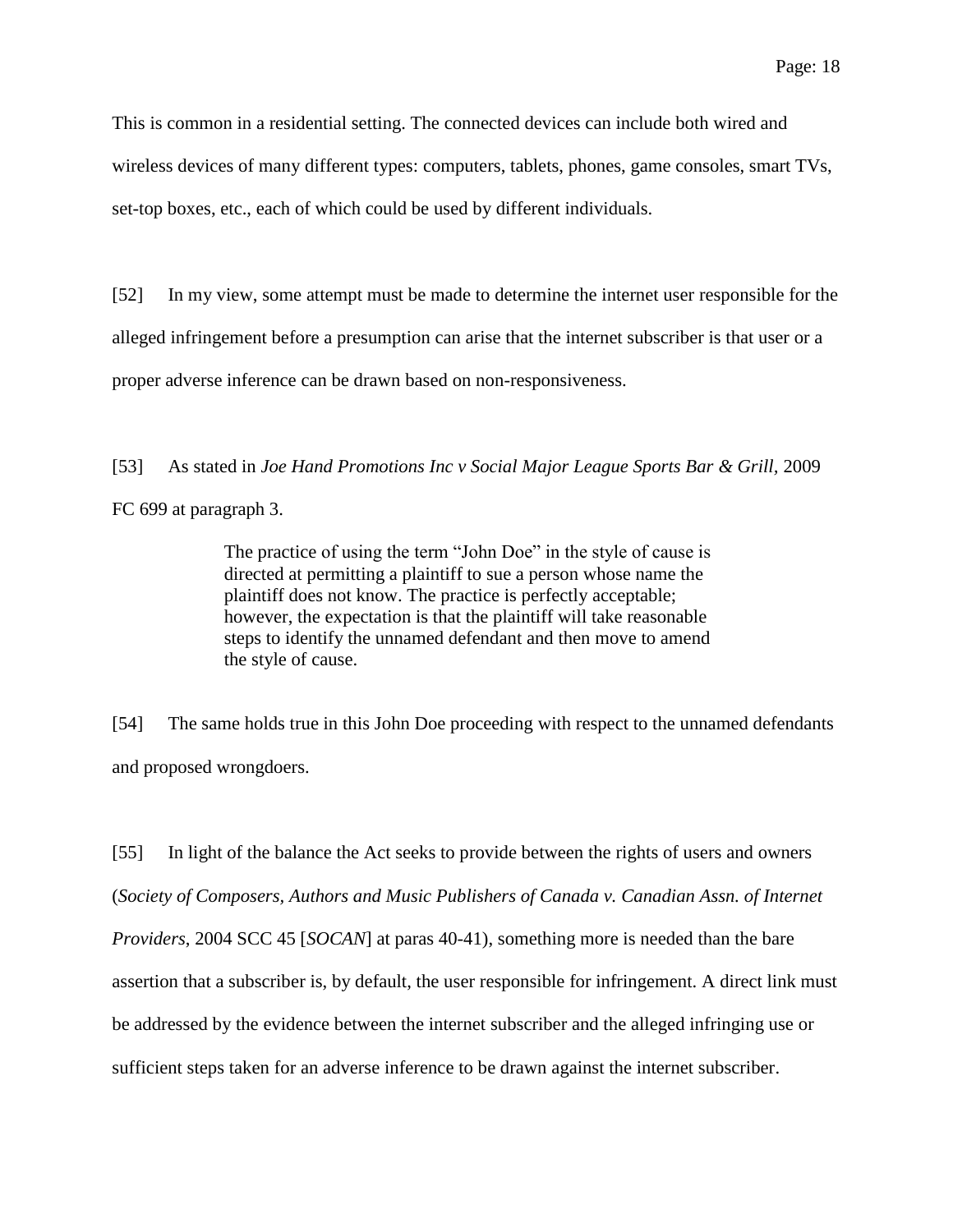This is common in a residential setting. The connected devices can include both wired and wireless devices of many different types: computers, tablets, phones, game consoles, smart TVs, set-top boxes, etc., each of which could be used by different individuals.

[52] In my view, some attempt must be made to determine the internet user responsible for the alleged infringement before a presumption can arise that the internet subscriber is that user or a proper adverse inference can be drawn based on non-responsiveness.

[53] As stated in *Joe Hand Promotions Inc v Social Major League Sports Bar & Grill*, 2009 FC 699 at paragraph 3.

> The practice of using the term "John Doe" in the style of cause is directed at permitting a plaintiff to sue a person whose name the plaintiff does not know. The practice is perfectly acceptable; however, the expectation is that the plaintiff will take reasonable steps to identify the unnamed defendant and then move to amend the style of cause.

[54] The same holds true in this John Doe proceeding with respect to the unnamed defendants and proposed wrongdoers.

[55] In light of the balance the Act seeks to provide between the rights of users and owners (*Society of Composers, Authors and Music Publishers of Canada v. Canadian Assn. of Internet Providers*, 2004 SCC 45 [*SOCAN*] at paras 40-41), something more is needed than the bare assertion that a subscriber is, by default, the user responsible for infringement. A direct link must be addressed by the evidence between the internet subscriber and the alleged infringing use or sufficient steps taken for an adverse inference to be drawn against the internet subscriber.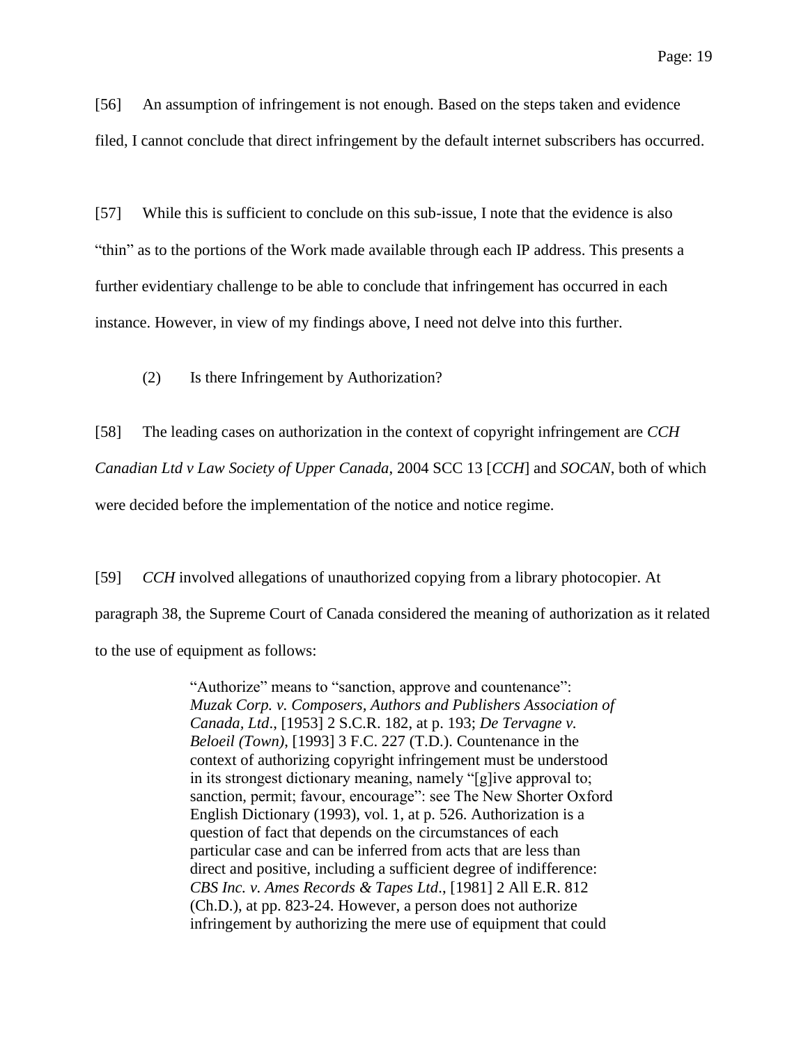[56] An assumption of infringement is not enough. Based on the steps taken and evidence filed, I cannot conclude that direct infringement by the default internet subscribers has occurred.

[57] While this is sufficient to conclude on this sub-issue, I note that the evidence is also "thin" as to the portions of the Work made available through each IP address. This presents a further evidentiary challenge to be able to conclude that infringement has occurred in each instance. However, in view of my findings above, I need not delve into this further.

(2) Is there Infringement by Authorization?

[58] The leading cases on authorization in the context of copyright infringement are *CCH Canadian Ltd v Law Society of Upper Canada*, 2004 SCC 13 [*CCH*] and *SOCAN*, both of which were decided before the implementation of the notice and notice regime.

[59] *CCH* involved allegations of unauthorized copying from a library photocopier. At paragraph 38, the Supreme Court of Canada considered the meaning of authorization as it related to the use of equipment as follows:

> "Authorize" means to "sanction, approve and countenance": *Muzak Corp. v. Composers, Authors and Publishers Association of Canada, Ltd*., [1953] 2 S.C.R. 182, at p. 193; *De Tervagne v. Beloeil (Town)*, [1993] 3 F.C. 227 (T.D.). Countenance in the context of authorizing copyright infringement must be understood in its strongest dictionary meaning, namely "[g]ive approval to; sanction, permit; favour, encourage": see The New Shorter Oxford English Dictionary (1993), vol. 1, at p. 526. Authorization is a question of fact that depends on the circumstances of each particular case and can be inferred from acts that are less than direct and positive, including a sufficient degree of indifference: *CBS Inc. v. Ames Records & Tapes Ltd*., [1981] 2 All E.R. 812 (Ch.D.), at pp. 823-24. However, a person does not authorize infringement by authorizing the mere use of equipment that could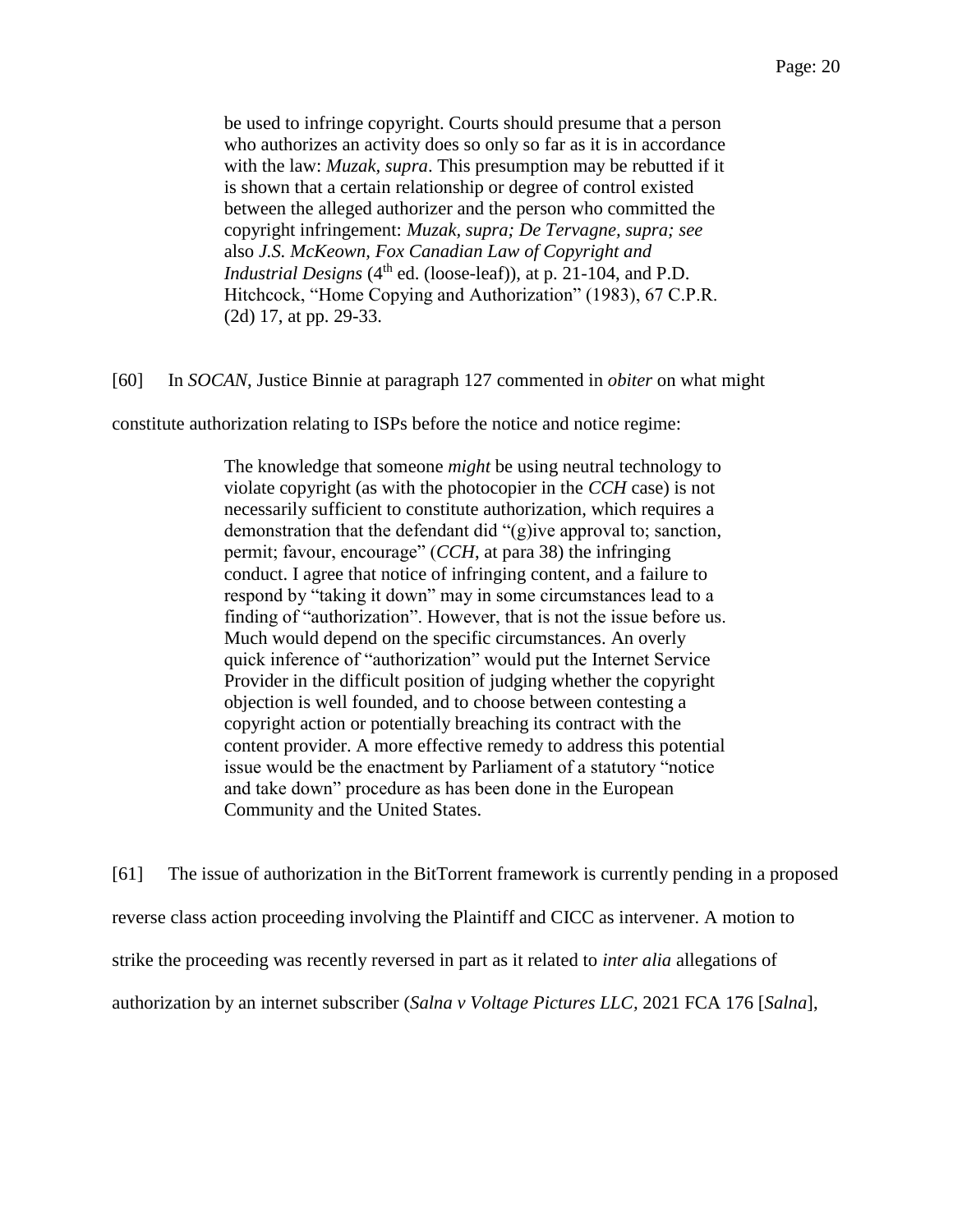> be used to infringe copyright. Courts should presume that a person who authorizes an activity does so only so far as it is in accordance with the law: *Muzak*, *supra*. This presumption may be rebutted if it is shown that a certain relationship or degree of control existed between the alleged authorizer and the person who committed the copyright infringement: *Muzak, supra; De Tervagne, supra; see* also *J.S. McKeown, Fox Canadian Law of Copyright and Industrial Designs* (4th ed. (loose-leaf)), at p. 21-104, and P.D. Hitchcock, "Home Copying and Authorization" (1983), 67 C.P.R. (2d) 17, at pp. 29-33.

[60] In *SOCAN*, Justice Binnie at paragraph 127 commented in *obiter* on what might constitute authorization relating to ISPs before the notice and notice regime:

> The knowledge that someone *might* be using neutral technology to violate copyright (as with the photocopier in the *CCH* case) is not necessarily sufficient to constitute authorization, which requires a demonstration that the defendant did "(g)ive approval to; sanction, permit; favour, encourage" (*CCH*, at para 38) the infringing conduct. I agree that notice of infringing content, and a failure to respond by "taking it down" may in some circumstances lead to a finding of "authorization". However, that is not the issue before us. Much would depend on the specific circumstances. An overly quick inference of "authorization" would put the Internet Service Provider in the difficult position of judging whether the copyright objection is well founded, and to choose between contesting a copyright action or potentially breaching its contract with the content provider. A more effective remedy to address this potential issue would be the enactment by Parliament of a statutory "notice and take down" procedure as has been done in the European Community and the United States.

[61] The issue of authorization in the BitTorrent framework is currently pending in a proposed reverse class action proceeding involving the Plaintiff and CICC as intervener. A motion to strike the proceeding was recently reversed in part as it related to *inter alia* allegations of authorization by an internet subscriber (*Salna v Voltage Pictures LLC*, 2021 FCA 176 [*Salna*],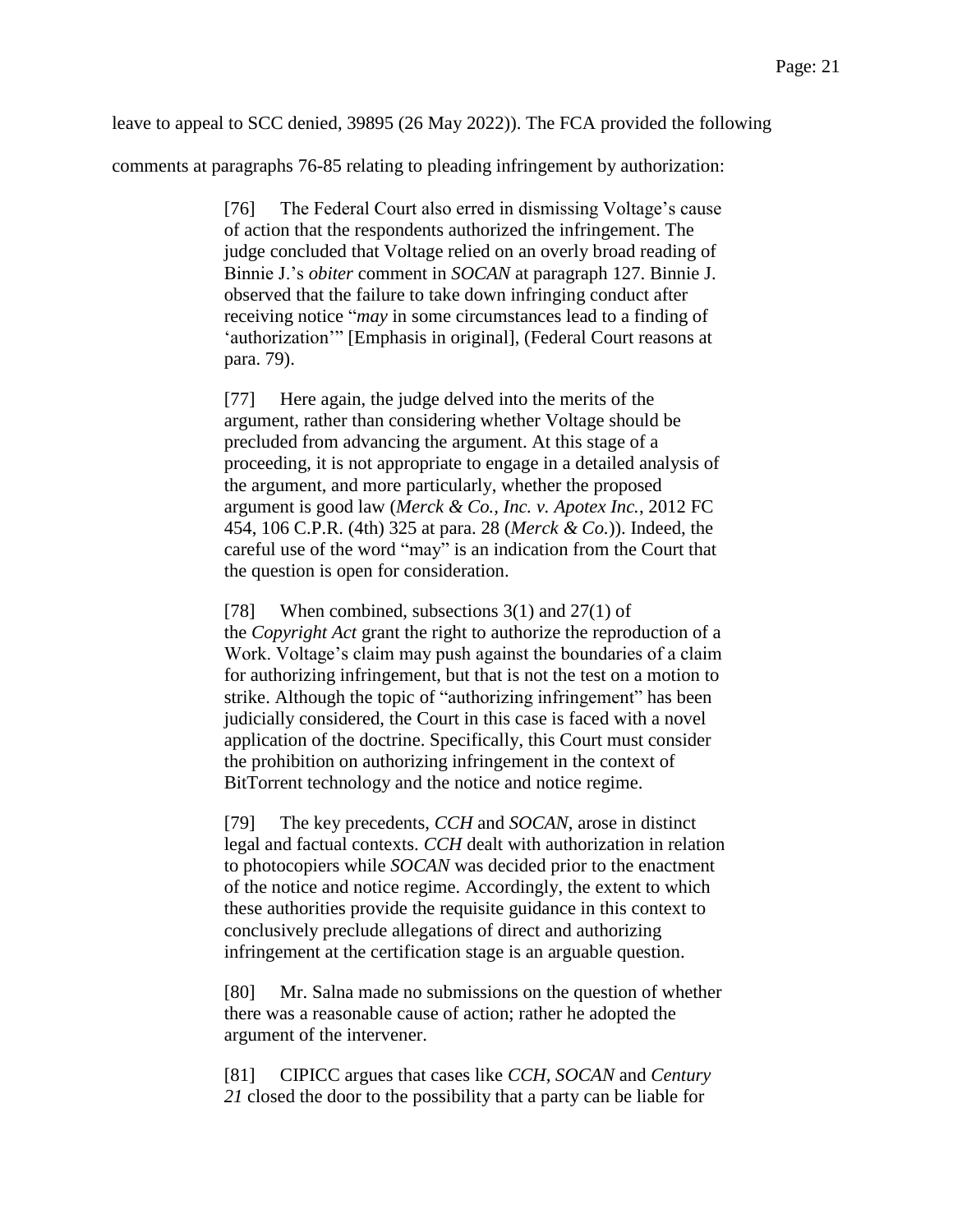leave to appeal to SCC denied, 39895 (26 May 2022)). The FCA provided the following comments at paragraphs 76-85 relating to pleading infringement by authorization:

> [76] The Federal Court also erred in dismissing Voltage's cause of action that the respondents authorized the infringement. The judge concluded that Voltage relied on an overly broad reading of Binnie J.'s *obiter* comment in *SOCAN* at paragraph 127. Binnie J. observed that the failure to take down infringing conduct after receiving notice "*may* in some circumstances lead to a finding of 'authorization'" [Emphasis in original], (Federal Court reasons at para. 79).
>
> [77] Here again, the judge delved into the merits of the argument, rather than considering whether Voltage should be precluded from advancing the argument. At this stage of a proceeding, it is not appropriate to engage in a detailed analysis of the argument, and more particularly, whether the proposed argument is good law (*Merck & Co., Inc. v. Apotex Inc.*, 2012 FC 454, 106 C.P.R. (4th) 325 at para. 28 (*Merck & Co.*)). Indeed, the careful use of the word "may" is an indication from the Court that the question is open for consideration.
>
> [78] When combined, subsections 3(1) and 27(1) of the *Copyright Act* grant the right to authorize the reproduction of a Work. Voltage's claim may push against the boundaries of a claim for authorizing infringement, but that is not the test on a motion to strike. Although the topic of "authorizing infringement" has been judicially considered, the Court in this case is faced with a novel application of the doctrine. Specifically, this Court must consider the prohibition on authorizing infringement in the context of BitTorrent technology and the notice and notice regime.
>
> [79] The key precedents, *CCH* and *SOCAN*, arose in distinct legal and factual contexts. *CCH* dealt with authorization in relation to photocopiers while *SOCAN* was decided prior to the enactment of the notice and notice regime. Accordingly, the extent to which these authorities provide the requisite guidance in this context to conclusively preclude allegations of direct and authorizing infringement at the certification stage is an arguable question.
>
> [80] Mr. Salna made no submissions on the question of whether there was a reasonable cause of action; rather he adopted the argument of the intervener.
>
> [81] CIPICC argues that cases like *CCH*, *SOCAN* and *Century 21* closed the door to the possibility that a party can be liable for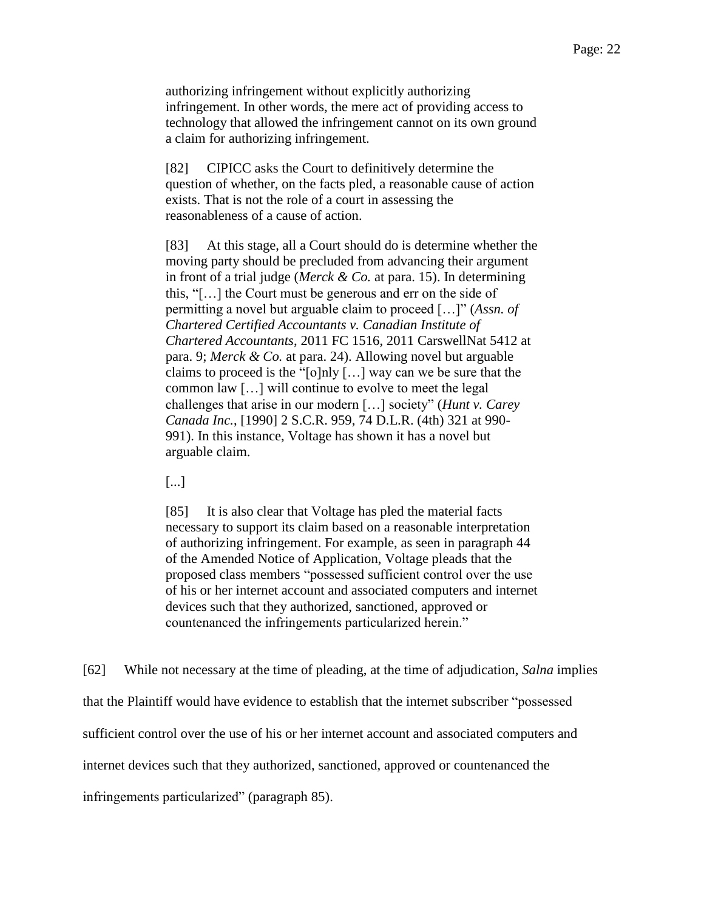> authorizing infringement without explicitly authorizing infringement. In other words, the mere act of providing access to technology that allowed the infringement cannot on its own ground a claim for authorizing infringement.
>
> [82] CIPICC asks the Court to definitively determine the question of whether, on the facts pled, a reasonable cause of action exists. That is not the role of a court in assessing the reasonableness of a cause of action.
>
> [83] At this stage, all a Court should do is determine whether the moving party should be precluded from advancing their argument in front of a trial judge (*Merck & Co.* at para. 15). In determining this, "[…] the Court must be generous and err on the side of permitting a novel but arguable claim to proceed […]" (*Assn. of Chartered Certified Accountants v. Canadian Institute of Chartered Accountants*, 2011 FC 1516, 2011 CarswellNat 5412 at para. 9; *Merck & Co.* at para. 24). Allowing novel but arguable claims to proceed is the "[o]nly […] way can we be sure that the common law […] will continue to evolve to meet the legal challenges that arise in our modern […] society" (*Hunt v. Carey Canada Inc.*, [1990] 2 S.C.R. 959, 74 D.L.R. (4th) 321 at 990-991). In this instance, Voltage has shown it has a novel but arguable claim.
>
> [...]
>
> [85] It is also clear that Voltage has pled the material facts necessary to support its claim based on a reasonable interpretation of authorizing infringement. For example, as seen in paragraph 44 of the Amended Notice of Application, Voltage pleads that the proposed class members "possessed sufficient control over the use of his or her internet account and associated computers and internet devices such that they authorized, sanctioned, approved or countenanced the infringements particularized herein."

[62] While not necessary at the time of pleading, at the time of adjudication, *Salna* implies that the Plaintiff would have evidence to establish that the internet subscriber "possessed sufficient control over the use of his or her internet account and associated computers and internet devices such that they authorized, sanctioned, approved or countenanced the infringements particularized" (paragraph 85).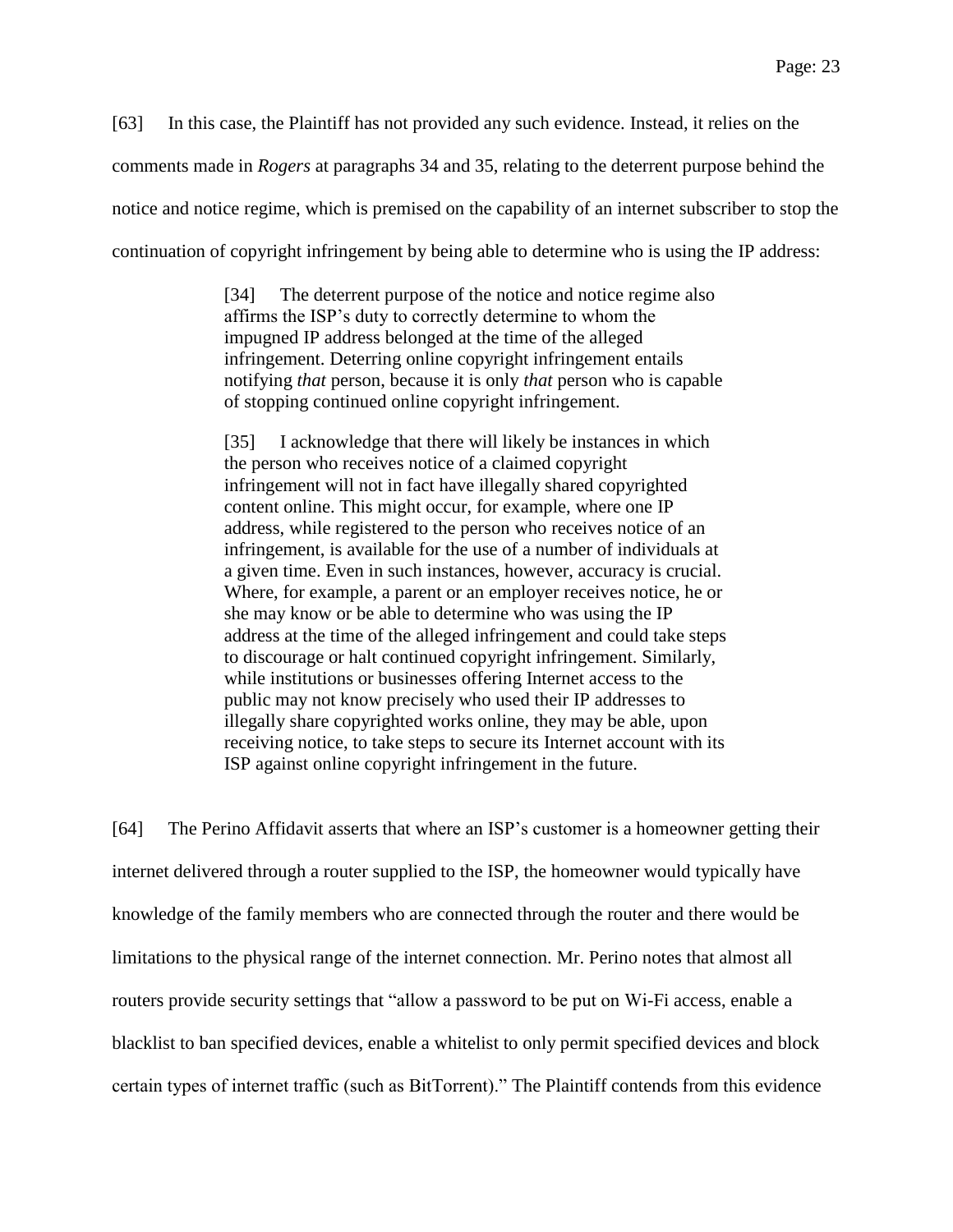[63] In this case, the Plaintiff has not provided any such evidence. Instead, it relies on the comments made in *Rogers* at paragraphs 34 and 35, relating to the deterrent purpose behind the notice and notice regime, which is premised on the capability of an internet subscriber to stop the continuation of copyright infringement by being able to determine who is using the IP address:

> [34] The deterrent purpose of the notice and notice regime also affirms the ISP's duty to correctly determine to whom the impugned IP address belonged at the time of the alleged infringement. Deterring online copyright infringement entails notifying *that* person, because it is only *that* person who is capable of stopping continued online copyright infringement.
>
> [35] I acknowledge that there will likely be instances in which the person who receives notice of a claimed copyright infringement will not in fact have illegally shared copyrighted content online. This might occur, for example, where one IP address, while registered to the person who receives notice of an infringement, is available for the use of a number of individuals at a given time. Even in such instances, however, accuracy is crucial. Where, for example, a parent or an employer receives notice, he or she may know or be able to determine who was using the IP address at the time of the alleged infringement and could take steps to discourage or halt continued copyright infringement. Similarly, while institutions or businesses offering Internet access to the public may not know precisely who used their IP addresses to illegally share copyrighted works online, they may be able, upon receiving notice, to take steps to secure its Internet account with its ISP against online copyright infringement in the future.

[64] The Perino Affidavit asserts that where an ISP's customer is a homeowner getting their internet delivered through a router supplied to the ISP, the homeowner would typically have knowledge of the family members who are connected through the router and there would be limitations to the physical range of the internet connection. Mr. Perino notes that almost all routers provide security settings that "allow a password to be put on Wi-Fi access, enable a blacklist to ban specified devices, enable a whitelist to only permit specified devices and block certain types of internet traffic (such as BitTorrent)." The Plaintiff contends from this evidence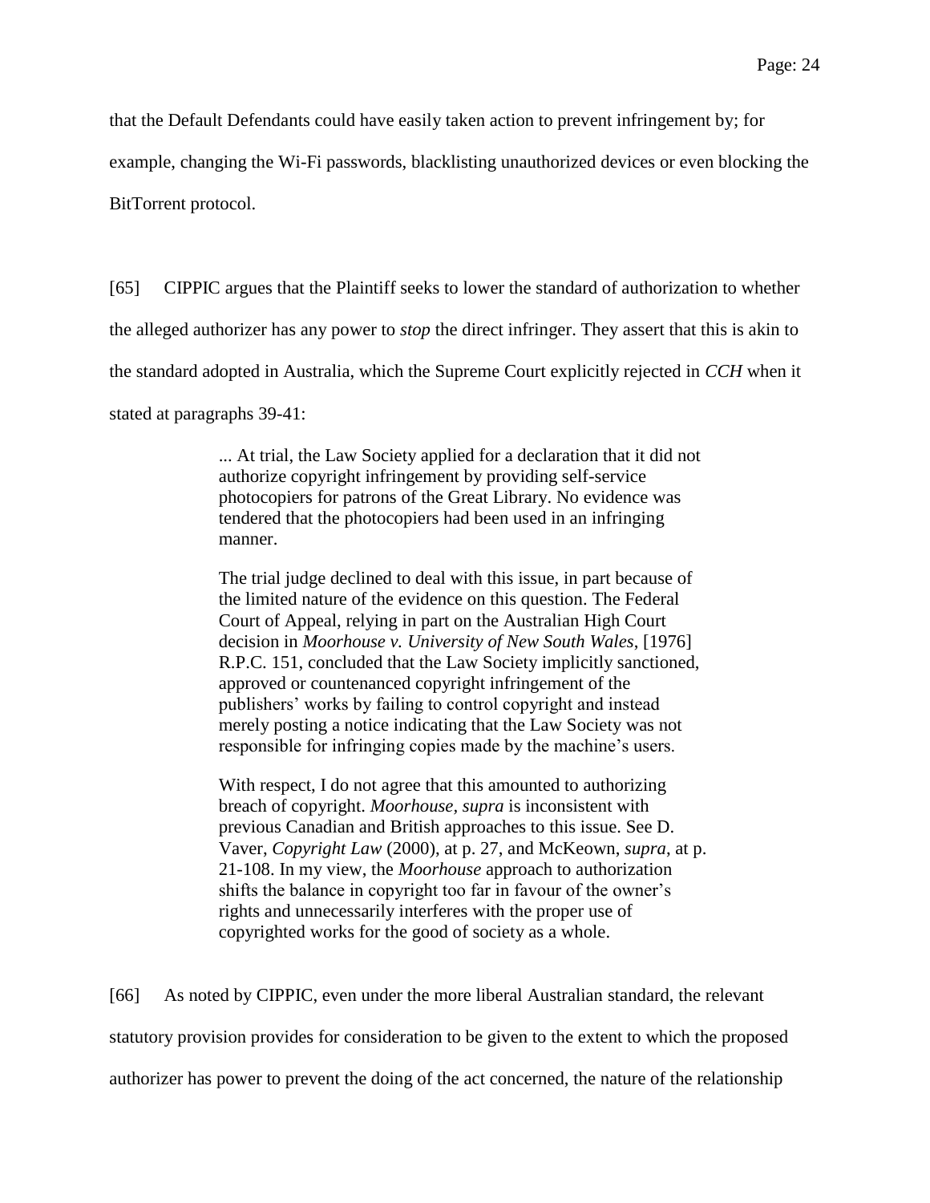that the Default Defendants could have easily taken action to prevent infringement by; for example, changing the Wi-Fi passwords, blacklisting unauthorized devices or even blocking the BitTorrent protocol.

[65] CIPPIC argues that the Plaintiff seeks to lower the standard of authorization to whether the alleged authorizer has any power to *stop* the direct infringer. They assert that this is akin to the standard adopted in Australia, which the Supreme Court explicitly rejected in *CCH* when it stated at paragraphs 39-41:

> ... At trial, the Law Society applied for a declaration that it did not authorize copyright infringement by providing self-service photocopiers for patrons of the Great Library. No evidence was tendered that the photocopiers had been used in an infringing manner.
>
> The trial judge declined to deal with this issue, in part because of the limited nature of the evidence on this question. The Federal Court of Appeal, relying in part on the Australian High Court decision in *Moorhouse v. University of New South Wales*, [1976] R.P.C. 151, concluded that the Law Society implicitly sanctioned, approved or countenanced copyright infringement of the publishers' works by failing to control copyright and instead merely posting a notice indicating that the Law Society was not responsible for infringing copies made by the machine's users.
>
> With respect, I do not agree that this amounted to authorizing breach of copyright. *Moorhouse, supra* is inconsistent with previous Canadian and British approaches to this issue. See D. Vaver, *Copyright Law* (2000), at p. 27, and McKeown, *supra*, at p. 21-108. In my view, the *Moorhouse* approach to authorization shifts the balance in copyright too far in favour of the owner's rights and unnecessarily interferes with the proper use of copyrighted works for the good of society as a whole.

[66] As noted by CIPPIC, even under the more liberal Australian standard, the relevant statutory provision provides for consideration to be given to the extent to which the proposed authorizer has power to prevent the doing of the act concerned, the nature of the relationship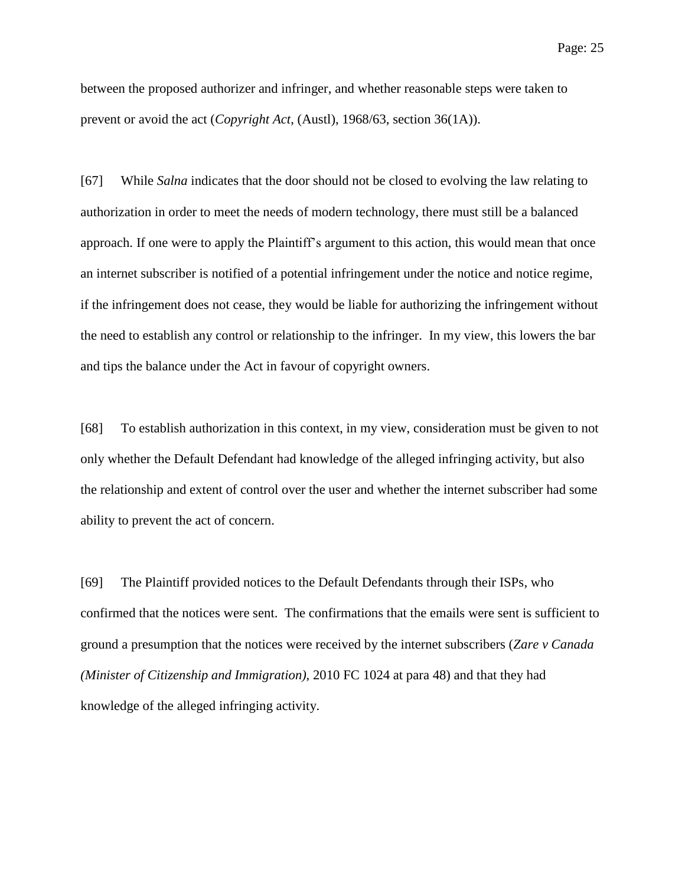between the proposed authorizer and infringer, and whether reasonable steps were taken to prevent or avoid the act (*Copyright Act*, (Austl), 1968/63, section 36(1A)).

[67] While *Salna* indicates that the door should not be closed to evolving the law relating to authorization in order to meet the needs of modern technology, there must still be a balanced approach. If one were to apply the Plaintiff's argument to this action, this would mean that once an internet subscriber is notified of a potential infringement under the notice and notice regime, if the infringement does not cease, they would be liable for authorizing the infringement without the need to establish any control or relationship to the infringer. In my view, this lowers the bar and tips the balance under the Act in favour of copyright owners.

[68] To establish authorization in this context, in my view, consideration must be given to not only whether the Default Defendant had knowledge of the alleged infringing activity, but also the relationship and extent of control over the user and whether the internet subscriber had some ability to prevent the act of concern.

[69] The Plaintiff provided notices to the Default Defendants through their ISPs, who confirmed that the notices were sent. The confirmations that the emails were sent is sufficient to ground a presumption that the notices were received by the internet subscribers (*Zare v Canada (Minister of Citizenship and Immigration)*, 2010 FC 1024 at para 48) and that they had knowledge of the alleged infringing activity.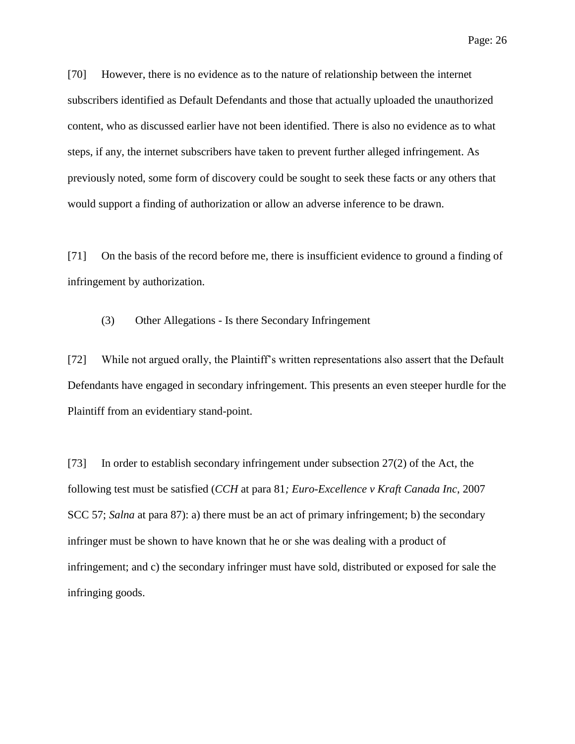[70] However, there is no evidence as to the nature of relationship between the internet subscribers identified as Default Defendants and those that actually uploaded the unauthorized content, who as discussed earlier have not been identified. There is also no evidence as to what steps, if any, the internet subscribers have taken to prevent further alleged infringement. As previously noted, some form of discovery could be sought to seek these facts or any others that would support a finding of authorization or allow an adverse inference to be drawn.

[71] On the basis of the record before me, there is insufficient evidence to ground a finding of infringement by authorization.

(3) Other Allegations - Is there Secondary Infringement

[72] While not argued orally, the Plaintiff's written representations also assert that the Default Defendants have engaged in secondary infringement. This presents an even steeper hurdle for the Plaintiff from an evidentiary stand-point.

[73] In order to establish secondary infringement under subsection 27(2) of the Act, the following test must be satisfied (*CCH* at para 81*; Euro-Excellence v Kraft Canada Inc*, 2007 SCC 57; *Salna* at para 87): a) there must be an act of primary infringement; b) the secondary infringer must be shown to have known that he or she was dealing with a product of infringement; and c) the secondary infringer must have sold, distributed or exposed for sale the infringing goods.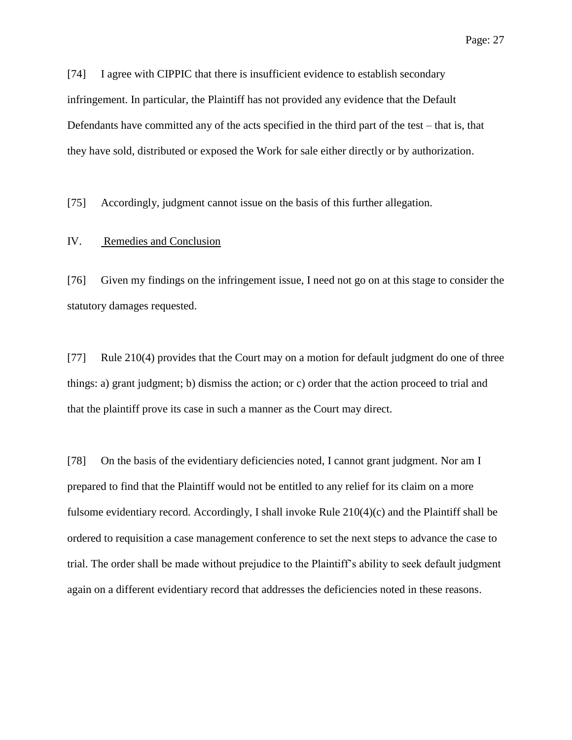[74] I agree with CIPPIC that there is insufficient evidence to establish secondary infringement. In particular, the Plaintiff has not provided any evidence that the Default Defendants have committed any of the acts specified in the third part of the test – that is, that they have sold, distributed or exposed the Work for sale either directly or by authorization.

[75] Accordingly, judgment cannot issue on the basis of this further allegation.

## IV. Remedies and Conclusion

[76] Given my findings on the infringement issue, I need not go on at this stage to consider the statutory damages requested.

[77] Rule 210(4) provides that the Court may on a motion for default judgment do one of three things: a) grant judgment; b) dismiss the action; or c) order that the action proceed to trial and that the plaintiff prove its case in such a manner as the Court may direct.

[78] On the basis of the evidentiary deficiencies noted, I cannot grant judgment. Nor am I prepared to find that the Plaintiff would not be entitled to any relief for its claim on a more fulsome evidentiary record. Accordingly, I shall invoke Rule 210(4)(c) and the Plaintiff shall be ordered to requisition a case management conference to set the next steps to advance the case to trial. The order shall be made without prejudice to the Plaintiff's ability to seek default judgment again on a different evidentiary record that addresses the deficiencies noted in these reasons.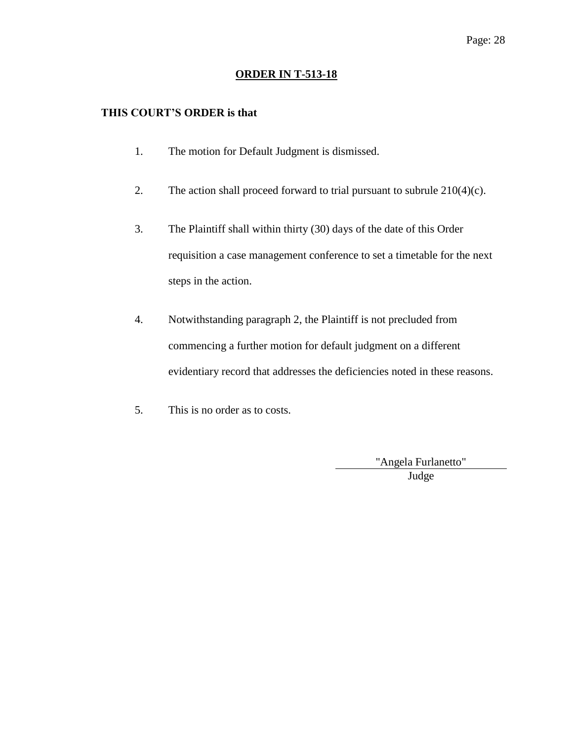## ORDER IN T-513-18

**THIS COURT'S ORDER is that**

1. The motion for Default Judgment is dismissed.

2. The action shall proceed forward to trial pursuant to subrule 210(4)(c).

3. The Plaintiff shall within thirty (30) days of the date of this Order requisition a case management conference to set a timetable for the next steps in the action.

4. Notwithstanding paragraph 2, the Plaintiff is not precluded from commencing a further motion for default judgment on a different evidentiary record that addresses the deficiencies noted in these reasons.

5. This is no order as to costs.

"Angela Furlanetto"
Judge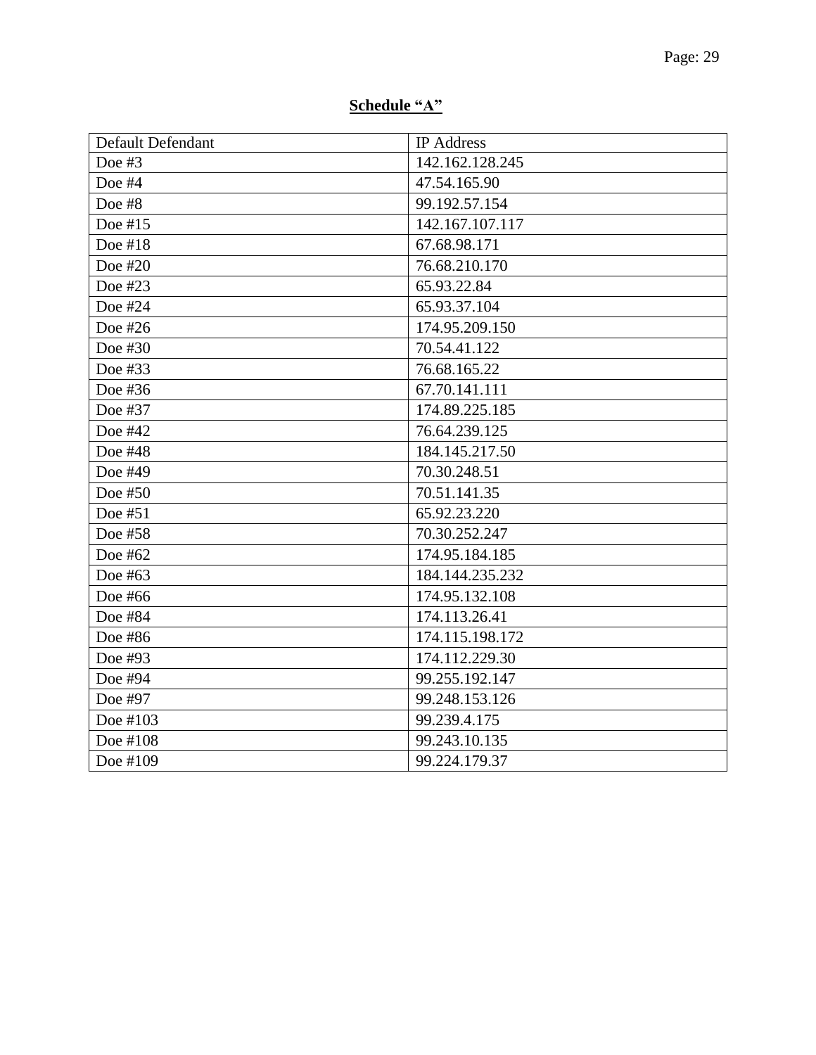**Schedule “A”**

| Default Defendant | IP Address |
|---|---|
| Doe #3 | 142.162.128.245 |
| Doe #4 | 47.54.165.90 |
| Doe #8 | 99.192.57.154 |
| Doe #15 | 142.167.107.117 |
| Doe #18 | 67.68.98.171 |
| Doe #20 | 76.68.210.170 |
| Doe #23 | 65.93.22.84 |
| Doe #24 | 65.93.37.104 |
| Doe #26 | 174.95.209.150 |
| Doe #30 | 70.54.41.122 |
| Doe #33 | 76.68.165.22 |
| Doe #36 | 67.70.141.111 |
| Doe #37 | 174.89.225.185 |
| Doe #42 | 76.64.239.125 |
| Doe #48 | 184.145.217.50 |
| Doe #49 | 70.30.248.51 |
| Doe #50 | 70.51.141.35 |
| Doe #51 | 65.92.23.220 |
| Doe #58 | 70.30.252.247 |
| Doe #62 | 174.95.184.185 |
| Doe #63 | 184.144.235.232 |
| Doe #66 | 174.95.132.108 |
| Doe #84 | 174.113.26.41 |
| Doe #86 | 174.115.198.172 |
| Doe #93 | 174.112.229.30 |
| Doe #94 | 99.255.192.147 |
| Doe #97 | 99.248.153.126 |
| Doe #103 | 99.239.4.175 |
| Doe #108 | 99.243.10.135 |
| Doe #109 | 99.224.179.37 |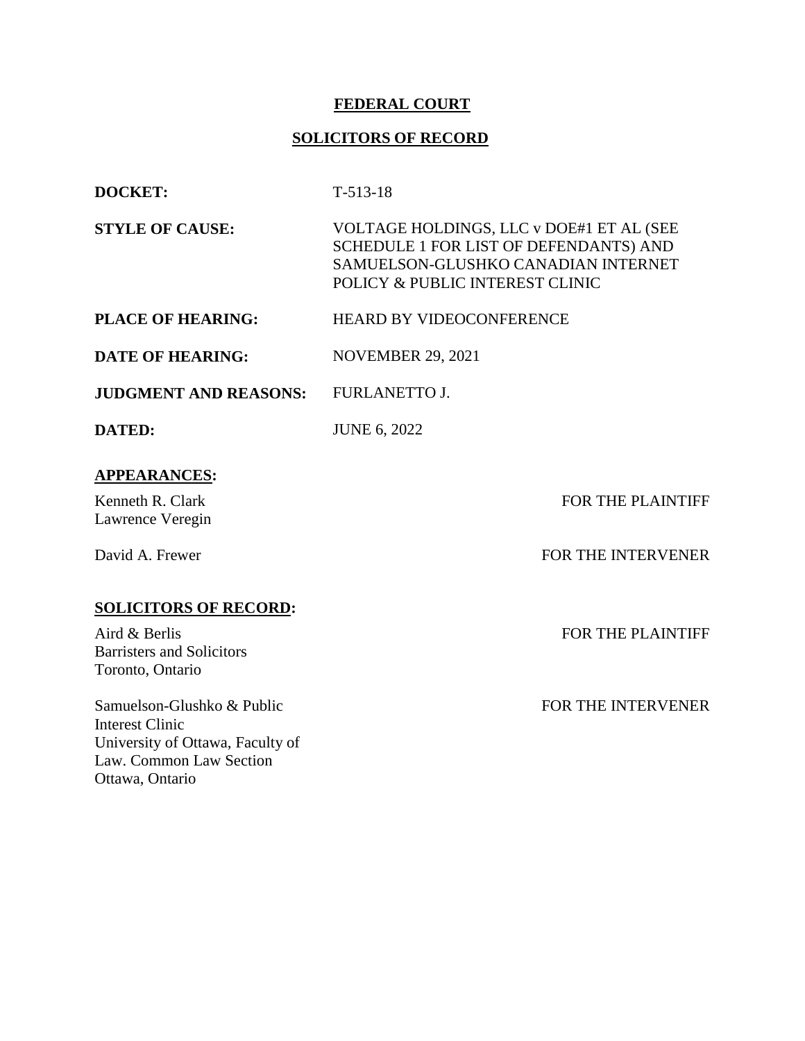**FEDERAL COURT**

**SOLICITORS OF RECORD**

| | |
|---|---|
| **DOCKET:** | T-513-18 |
| **STYLE OF CAUSE:** | VOLTAGE HOLDINGS, LLC v DOE#1 ET AL (SEE SCHEDULE 1 FOR LIST OF DEFENDANTS) AND SAMUELSON-GLUSHKO CANADIAN INTERNET POLICY & PUBLIC INTEREST CLINIC |
| **PLACE OF HEARING:** | HEARD BY VIDEOCONFERENCE |
| **DATE OF HEARING:** | NOVEMBER 29, 2021 |
| **JUDGMENT AND REASONS:** | FURLANETTO J. |
| **DATED:** | JUNE 6, 2022 |

**APPEARANCES:**

| | |
|---|---|
| Kenneth R. Clark<br>Lawrence Veregin | FOR THE PLAINTIFF |
| David A. Frewer | FOR THE INTERVENER |

**SOLICITORS OF RECORD:**

| | |
|---|---|
| Aird & Berlis<br>Barristers and Solicitors<br>Toronto, Ontario | FOR THE PLAINTIFF |
| Samuelson-Glushko & Public Interest Clinic<br>University of Ottawa, Faculty of Law. Common Law Section<br>Ottawa, Ontario | FOR THE INTERVENER |